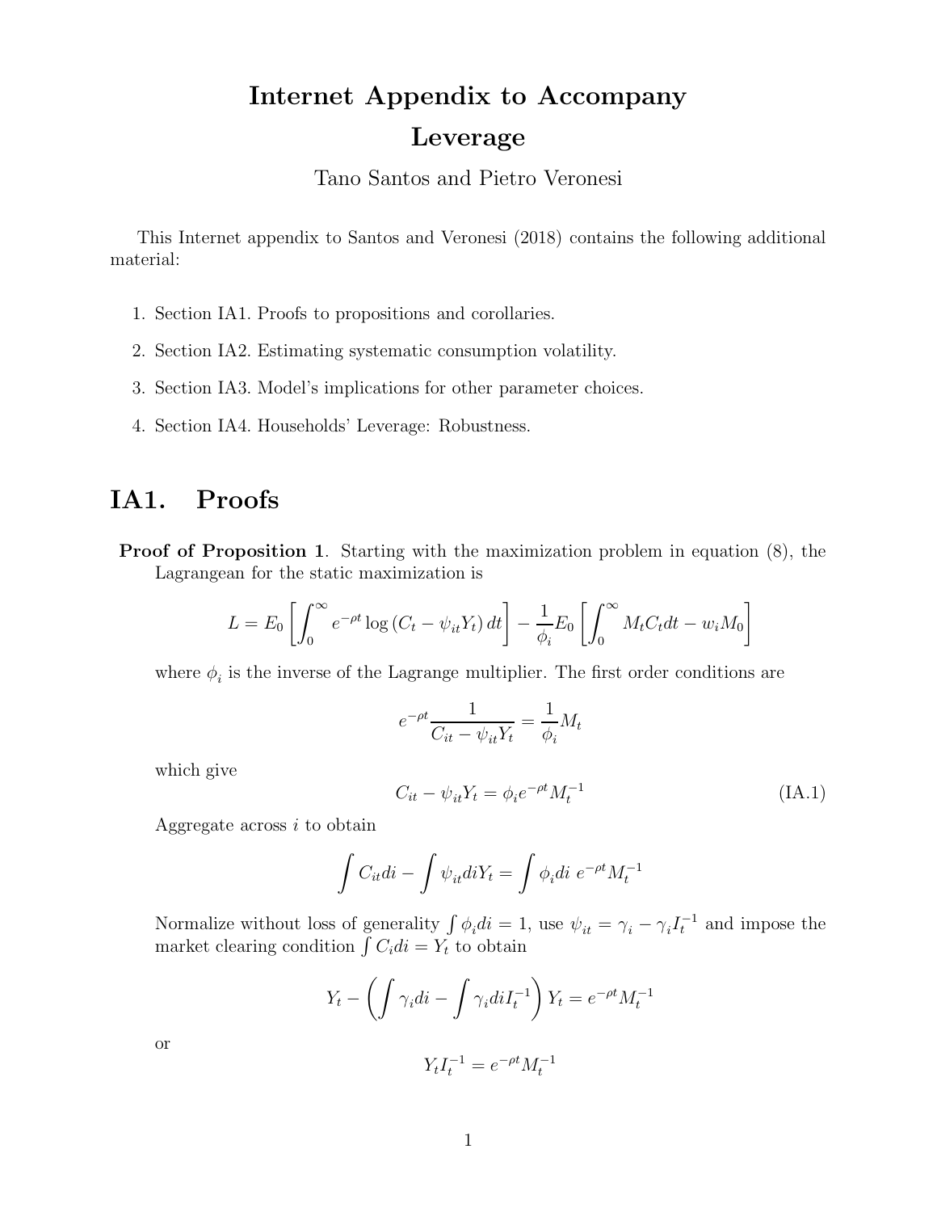# Internet Appendix to Accompany Leverage

Tano Santos and Pietro Veronesi

This Internet appendix to Santos and Veronesi (2018) contains the following additional material:

1. Section IA1. Proofs to propositions and corollaries.
2. Section IA2. Estimating systematic consumption volatility.
3. Section IA3. Model's implications for other parameter choices.
4. Section IA4. Households' Leverage: Robustness.

## IA1. Proofs

**Proof of Proposition 1**. Starting with the maximization problem in equation (8), the Lagrangean for the static maximization is

$$L = E_0 \left[ \int_0^\infty e^{-\rho t} \log \left( C_t - \psi_{it} Y_t \right) dt \right] - \frac{1}{\phi_i} E_0 \left[ \int_0^\infty M_t C_t dt - w_i M_0 \right]$$

where $\phi_i$ is the inverse of the Lagrange multiplier. The first order conditions are

$$e^{-\rho t} \frac{1}{C_{it} - \psi_{it} Y_t} = \frac{1}{\phi_i} M_t$$

which give

$$C_{it} - \psi_{it} Y_t = \phi_i e^{-\rho t} M_t^{-1} \tag{IA.1}$$

Aggregate across $i$ to obtain

$$\int C_{it} di - \int \psi_{it} di Y_t = \int \phi_i di \; e^{-\rho t} M_t^{-1}$$

Normalize without loss of generality $\int \phi_i di = 1$, use $\psi_{it} = \gamma_i - \gamma_i I_t^{-1}$ and impose the market clearing condition $\int C_i di = Y_t$ to obtain

$$Y_t - \left( \int \gamma_i di - \int \gamma_i di I_t^{-1} \right) Y_t = e^{-\rho t} M_t^{-1}$$

or

$$Y_t I_t^{-1} = e^{-\rho t} M_t^{-1}$$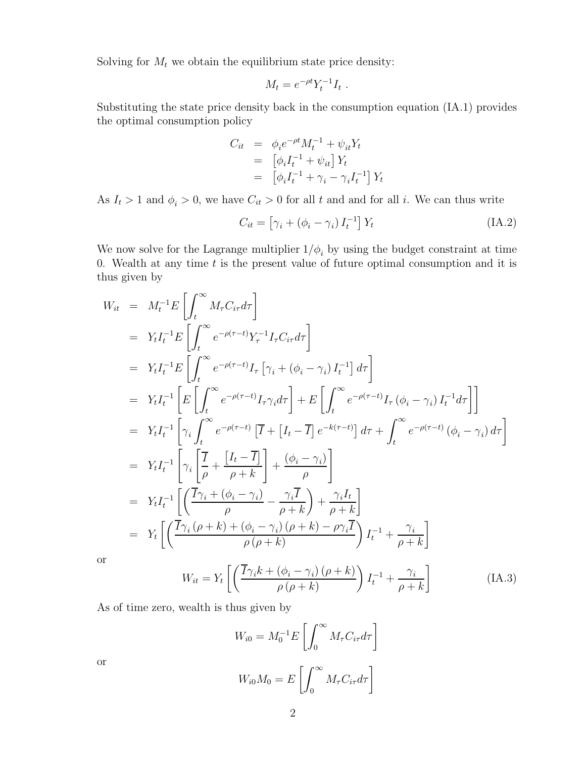Solving for $M_t$ we obtain the equilibrium state price density:

$$M_t = e^{-\rho t} Y_t^{-1} I_t \ .$$

Substituting the state price density back in the consumption equation (IA.1) provides the optimal consumption policy

$$\begin{aligned} C_{it} &= \phi_i e^{-\rho t} M_t^{-1} + \psi_{it} Y_t \\ &= \left[\phi_i I_t^{-1} + \psi_{it}\right] Y_t \\ &= \left[\phi_i I_t^{-1} + \gamma_i - \gamma_i I_t^{-1}\right] Y_t \end{aligned}$$

As $I_t > 1$ and $\phi_i > 0$, we have $C_{it} > 0$ for all $t$ and and for all $i$. We can thus write

$$C_{it} = \left[\gamma_i + \left(\phi_i - \gamma_i\right) I_t^{-1}\right] Y_t \tag{IA.2}$$

We now solve for the Lagrange multiplier $1/\phi_i$ by using the budget constraint at time 0. Wealth at any time $t$ is the present value of future optimal consumption and it is thus given by

$$\begin{aligned} W_{it} &= M_t^{-1} E\left[\int_t^\infty M_\tau C_{i\tau} d\tau\right] \\ &= Y_t I_t^{-1} E\left[\int_t^\infty e^{-\rho(\tau - t)} Y_\tau^{-1} I_\tau C_{i\tau} d\tau\right] \\ &= Y_t I_t^{-1} E\left[\int_t^\infty e^{-\rho(\tau - t)} I_\tau \left[\gamma_i + \left(\phi_i - \gamma_i\right) I_t^{-1}\right] d\tau\right] \\ &= Y_t I_t^{-1} \left[E\left[\int_t^\infty e^{-\rho(\tau - t)} I_\tau \gamma_i d\tau\right] + E\left[\int_t^\infty e^{-\rho(\tau - t)} I_\tau \left(\phi_i - \gamma_i\right) I_t^{-1} d\tau\right]\right] \\ &= Y_t I_t^{-1} \left[\gamma_i \int_t^\infty e^{-\rho(\tau - t)} \left[\overline{I} + \left[I_t - \overline{I}\right] e^{-k(\tau - t)}\right] d\tau + \int_t^\infty e^{-\rho(\tau - t)} \left(\phi_i - \gamma_i\right) d\tau\right] \\ &= Y_t I_t^{-1} \left[\gamma_i \left[\frac{\overline{I}}{\rho} + \frac{\left[I_t - \overline{I}\right]}{\rho + k}\right] + \frac{\left(\phi_i - \gamma_i\right)}{\rho}\right] \\ &= Y_t I_t^{-1} \left[\left(\frac{\overline{I}\gamma_i + \left(\phi_i - \gamma_i\right)}{\rho} - \frac{\gamma_i \overline{I}}{\rho + k}\right) + \frac{\gamma_i I_t}{\rho + k}\right] \\ &= Y_t \left[\left(\frac{\overline{I}\gamma_i \left(\rho + k\right) + \left(\phi_i - \gamma_i\right)\left(\rho + k\right) - \rho \gamma_i \overline{I}}{\rho\left(\rho + k\right)}\right) I_t^{-1} + \frac{\gamma_i}{\rho + k}\right] \end{aligned}$$

or

$$W_{it} = Y_t \left[\left(\frac{\overline{I}\gamma_i k + \left(\phi_i - \gamma_i\right)\left(\rho + k\right)}{\rho\left(\rho + k\right)}\right) I_t^{-1} + \frac{\gamma_i}{\rho + k}\right] \tag{IA.3}$$

As of time zero, wealth is thus given by

$$W_{i0} = M_0^{-1} E\left[\int_0^\infty M_\tau C_{i\tau} d\tau\right]$$

or

$$W_{i0} M_0 = E\left[\int_0^\infty M_\tau C_{i\tau} d\tau\right]$$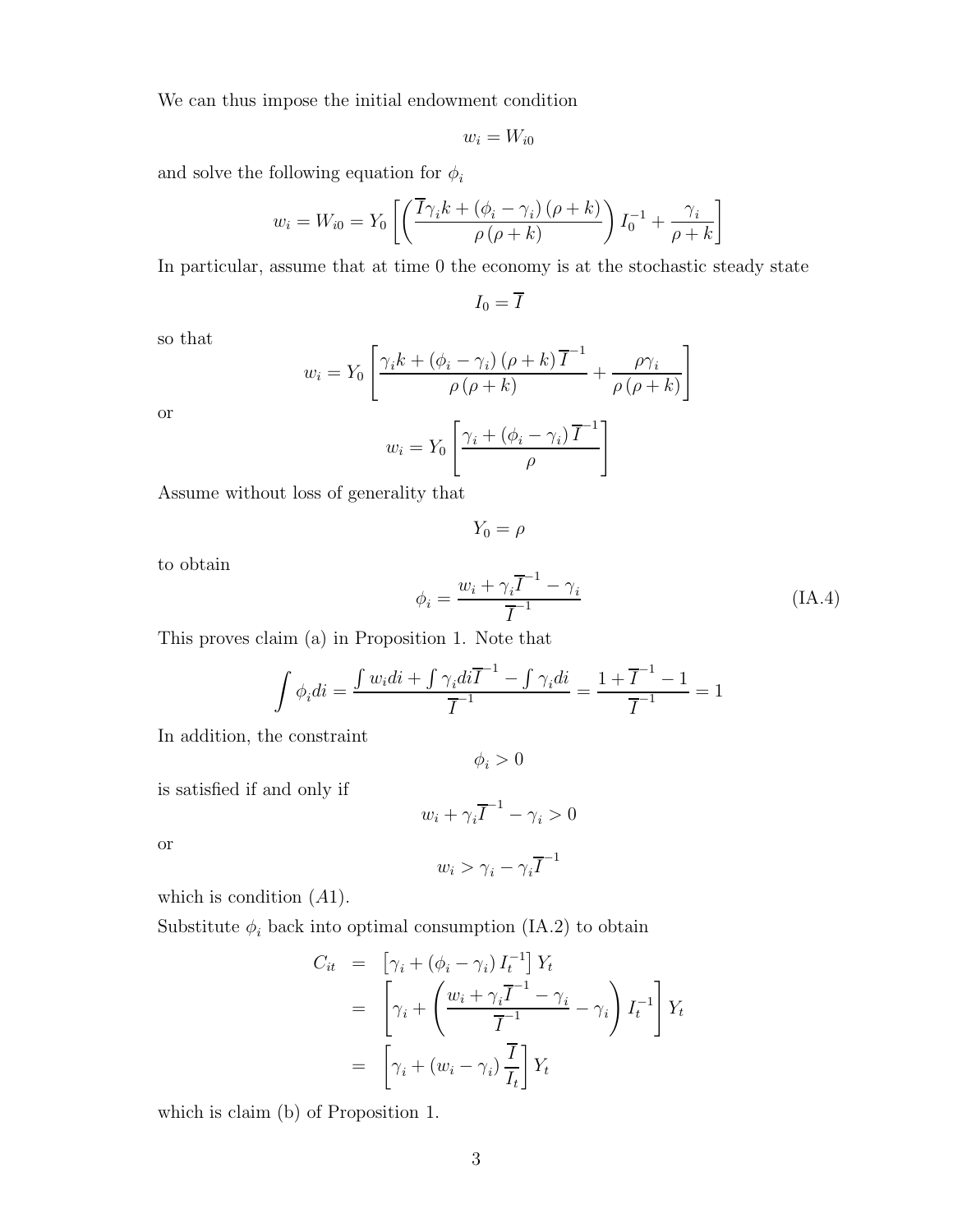We can thus impose the initial endowment condition

$$w_i = W_{i0}$$

and solve the following equation for $\phi_i$

$$w_i = W_{i0} = Y_0 \left[ \left( \frac{\overline{I}\gamma_i k + (\phi_i - \gamma_i)(\rho + k)}{\rho(\rho + k)} \right) I_0^{-1} + \frac{\gamma_i}{\rho + k} \right]$$

In particular, assume that at time 0 the economy is at the stochastic steady state

$$I_0 = \overline{I}$$

so that

$$w_i = Y_0 \left[ \frac{\gamma_i k + (\phi_i - \gamma_i)(\rho + k)\overline{I}^{-1}}{\rho(\rho + k)} + \frac{\rho \gamma_i}{\rho(\rho + k)} \right]$$

or

$$w_i = Y_0 \left[ \frac{\gamma_i + (\phi_i - \gamma_i)\overline{I}^{-1}}{\rho} \right]$$

Assume without loss of generality that

$$Y_0 = \rho$$

to obtain

$$\phi_i = \frac{w_i + \gamma_i \overline{I}^{-1} - \gamma_i}{\overline{I}^{-1}} \tag{IA.4}$$

This proves claim (a) in Proposition 1. Note that

$$\int \phi_i di = \frac{\int w_i di + \int \gamma_i di \overline{I}^{-1} - \int \gamma_i di}{\overline{I}^{-1}} = \frac{1 + \overline{I}^{-1} - 1}{\overline{I}^{-1}} = 1$$

In addition, the constraint

$$\phi_i > 0$$

is satisfied if and only if

$$w_i + \gamma_i \overline{I}^{-1} - \gamma_i > 0$$

or

$$w_i > \gamma_i - \gamma_i \overline{I}^{-1}$$

which is condition $(A1)$.

Substitute $\phi_i$ back into optimal consumption (IA.2) to obtain

$$\begin{aligned}
C_{it} &= \left[ \gamma_i + (\phi_i - \gamma_i) I_t^{-1} \right] Y_t \\
&= \left[ \gamma_i + \left( \frac{w_i + \gamma_i \overline{I}^{-1} - \gamma_i}{\overline{I}^{-1}} - \gamma_i \right) I_t^{-1} \right] Y_t \\
&= \left[ \gamma_i + (w_i - \gamma_i) \frac{\overline{I}}{I_t} \right] Y_t
\end{aligned}$$

which is claim (b) of Proposition 1.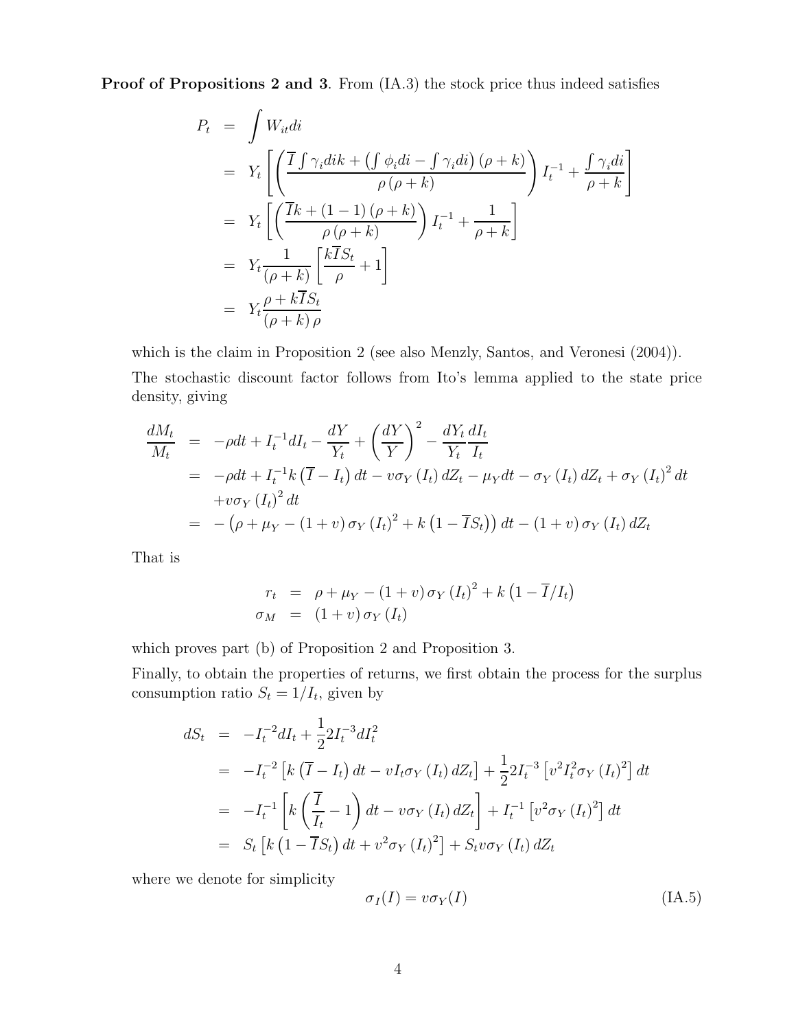**Proof of Propositions 2 and 3**. From (IA.3) the stock price thus indeed satisfies

$$
\begin{aligned}
P_t &= \int W_{it} di \\
&= Y_t \left[ \left( \frac{\overline{I} \int \gamma_i di k + \left( \int \phi_i di - \int \gamma_i di \right) (\rho + k)}{\rho (\rho + k)} \right) I_t^{-1} + \frac{\int \gamma_i di}{\rho + k} \right] \\
&= Y_t \left[ \left( \frac{\overline{I} k + (1 - 1)(\rho + k)}{\rho (\rho + k)} \right) I_t^{-1} + \frac{1}{\rho + k} \right] \\
&= Y_t \frac{1}{(\rho + k)} \left[ \frac{k \overline{I} S_t}{\rho} + 1 \right] \\
&= Y_t \frac{\rho + k \overline{I} S_t}{(\rho + k) \rho}
\end{aligned}
$$

which is the claim in Proposition 2 (see also Menzly, Santos, and Veronesi (2004)).

The stochastic discount factor follows from Ito's lemma applied to the state price density, giving

$$
\begin{aligned}
\frac{dM_t}{M_t} &= -\rho dt + I_t^{-1} dI_t - \frac{dY}{Y_t} + \left( \frac{dY}{Y} \right)^2 - \frac{dY_t}{Y_t} \frac{dI_t}{I_t} \\
&= -\rho dt + I_t^{-1} k \left( \overline{I} - I_t \right) dt - v \sigma_Y (I_t) dZ_t - \mu_Y dt - \sigma_Y (I_t) dZ_t + \sigma_Y (I_t)^2 dt \\
&\quad + v \sigma_Y (I_t)^2 dt \\
&= -\left( \rho + \mu_Y - (1 + v) \sigma_Y (I_t)^2 + k \left( 1 - \overline{I} S_t \right) \right) dt - (1 + v) \sigma_Y (I_t) dZ_t
\end{aligned}
$$

That is

$$
\begin{aligned}
r_t &= \rho + \mu_Y - (1 + v) \sigma_Y (I_t)^2 + k \left( 1 - \overline{I} / I_t \right) \\
\sigma_M &= (1 + v) \sigma_Y (I_t)
\end{aligned}
$$

which proves part (b) of Proposition 2 and Proposition 3.

Finally, to obtain the properties of returns, we first obtain the process for the surplus consumption ratio $S_t = 1/I_t$, given by

$$
\begin{aligned}
dS_t &= -I_t^{-2} dI_t + \frac{1}{2} 2 I_t^{-3} dI_t^2 \\
&= -I_t^{-2} \left[ k \left( \overline{I} - I_t \right) dt - v I_t \sigma_Y (I_t) dZ_t \right] + \frac{1}{2} 2 I_t^{-3} \left[ v^2 I_t^2 \sigma_Y (I_t)^2 \right] dt \\
&= -I_t^{-1} \left[ k \left( \frac{\overline{I}}{I_t} - 1 \right) dt - v \sigma_Y (I_t) dZ_t \right] + I_t^{-1} \left[ v^2 \sigma_Y (I_t)^2 \right] dt \\
&= S_t \left[ k \left( 1 - \overline{I} S_t \right) dt + v^2 \sigma_Y (I_t)^2 \right] + S_t v \sigma_Y (I_t) dZ_t
\end{aligned}
$$

where we denote for simplicity

$$
\sigma_I(I) = v \sigma_Y(I) \tag{IA.5}
$$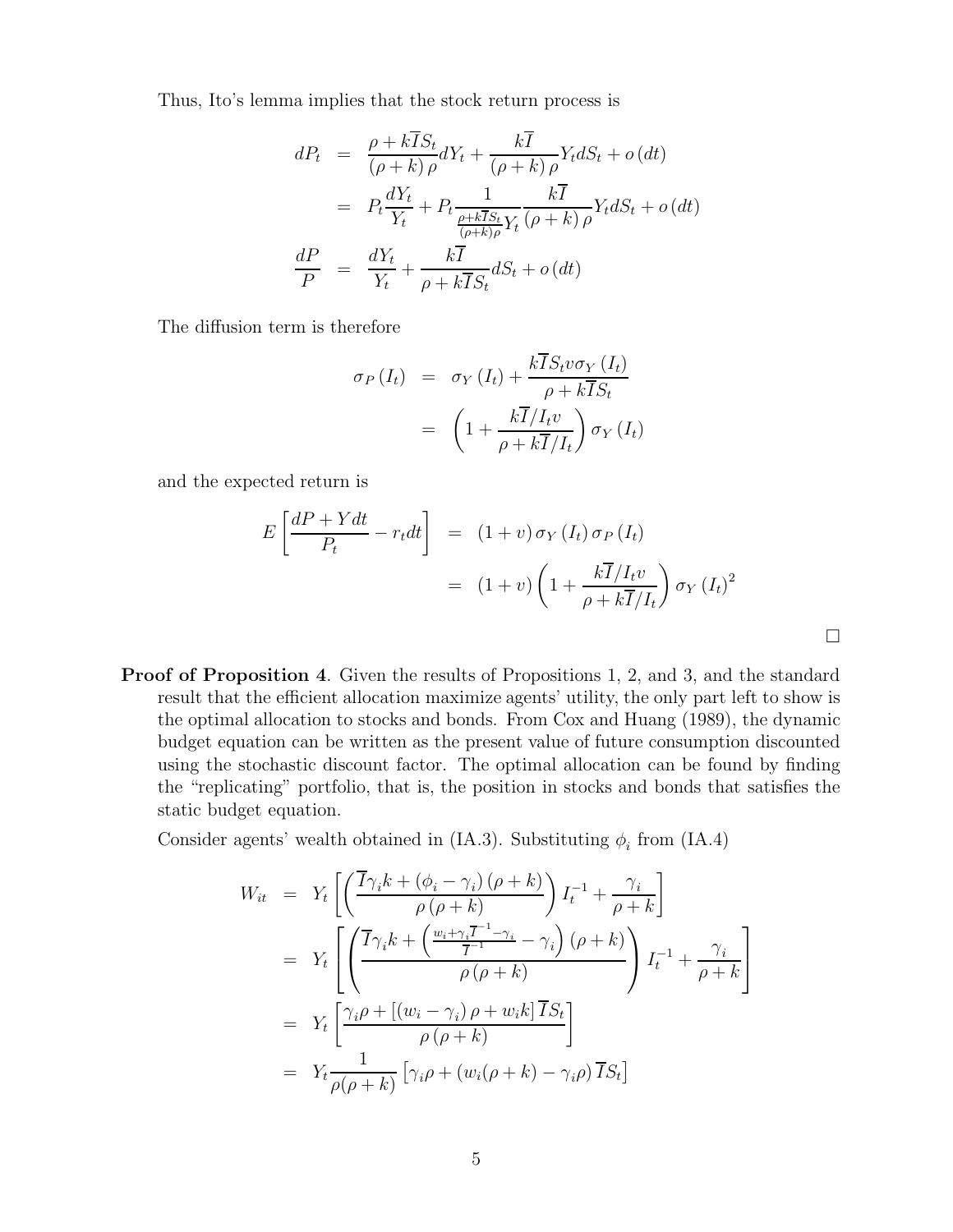Thus, Ito's lemma implies that the stock return process is

$$
\begin{aligned}
dP_t &= \frac{\rho + k\overline{I}S_t}{(\rho + k)\,\rho} dY_t + \frac{k\overline{I}}{(\rho + k)\,\rho} Y_t dS_t + o\,(dt) \\
&= P_t \frac{dY_t}{Y_t} + P_t \frac{1}{\frac{\rho + k\overline{I}S_t}{(\rho+k)\rho} Y_t} \frac{k\overline{I}}{(\rho + k)\,\rho} Y_t dS_t + o\,(dt) \\
\frac{dP}{P} &= \frac{dY_t}{Y_t} + \frac{k\overline{I}}{\rho + k\overline{I}S_t} dS_t + o\,(dt)
\end{aligned}
$$

The diffusion term is therefore

$$
\begin{aligned}
\sigma_P\,(I_t) &= \sigma_Y\,(I_t) + \frac{k\overline{I}S_t v \sigma_Y\,(I_t)}{\rho + k\overline{I}S_t} \\
&= \left(1 + \frac{k\overline{I}/I_t v}{\rho + k\overline{I}/I_t}\right) \sigma_Y\,(I_t)
\end{aligned}
$$

and the expected return is

$$
\begin{aligned}
E\left[\frac{dP + Y dt}{P_t} - r_t dt\right] &= (1 + v)\,\sigma_Y\,(I_t)\,\sigma_P\,(I_t) \\
&= (1 + v)\left(1 + \frac{k\overline{I}/I_t v}{\rho + k\overline{I}/I_t}\right) \sigma_Y\,(I_t)^2
\end{aligned}
$$

□

**Proof of Proposition 4**. Given the results of Propositions 1, 2, and 3, and the standard result that the efficient allocation maximize agents' utility, the only part left to show is the optimal allocation to stocks and bonds. From Cox and Huang (1989), the dynamic budget equation can be written as the present value of future consumption discounted using the stochastic discount factor. The optimal allocation can be found by finding the "replicating" portfolio, that is, the position in stocks and bonds that satisfies the static budget equation.

Consider agents' wealth obtained in (IA.3). Substituting $\phi_i$ from (IA.4)

$$
\begin{aligned}
W_{it} &= Y_t \left[\left(\frac{\overline{I}\gamma_i k + (\phi_i - \gamma_i)\,(\rho + k)}{\rho\,(\rho + k)}\right) I_t^{-1} + \frac{\gamma_i}{\rho + k}\right] \\
&= Y_t \left[\left(\frac{\overline{I}\gamma_i k + \left(\frac{w_i + \gamma_i \overline{I}^{-1} - \gamma_i}{\overline{I}^{-1}} - \gamma_i\right)(\rho + k)}{\rho\,(\rho + k)}\right) I_t^{-1} + \frac{\gamma_i}{\rho + k}\right] \\
&= Y_t \left[\frac{\gamma_i \rho + \left[(w_i - \gamma_i)\,\rho + w_i k\right] \overline{I}S_t}{\rho\,(\rho + k)}\right] \\
&= Y_t \frac{1}{\rho(\rho + k)} \left[\gamma_i \rho + (w_i(\rho + k) - \gamma_i \rho)\,\overline{I}S_t\right]
\end{aligned}
$$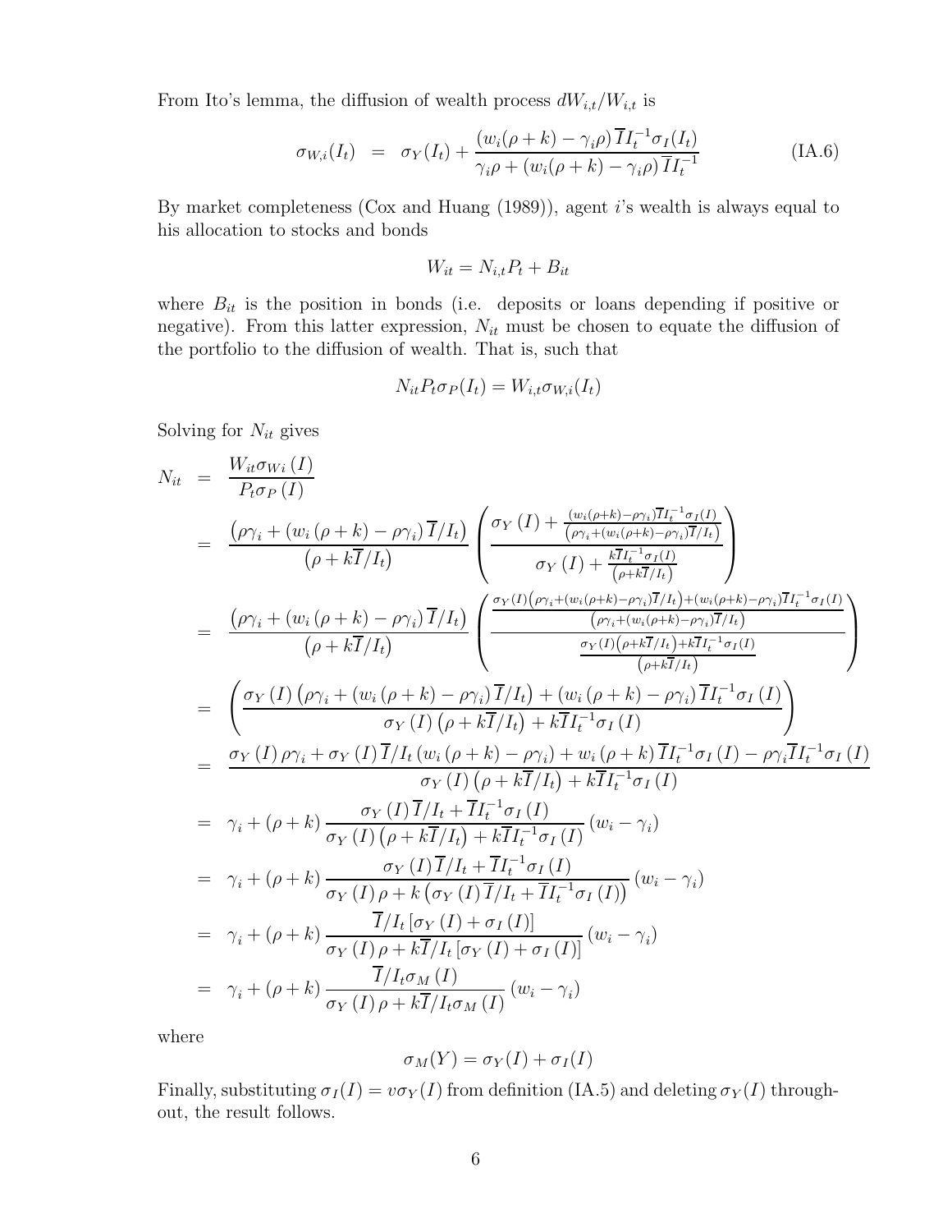From Ito's lemma, the diffusion of wealth process $dW_{i,t}/W_{i,t}$ is

$$\sigma_{W,i}(I_t) \;\; = \;\; \sigma_Y(I_t) + \frac{(w_i(\rho+k) - \gamma_i\rho)\,\overline{I}I_t^{-1}\sigma_I(I_t)}{\gamma_i\rho + (w_i(\rho+k) - \gamma_i\rho)\,\overline{I}I_t^{-1}} \tag{IA.6}$$

By market completeness (Cox and Huang (1989)), agent $i$'s wealth is always equal to his allocation to stocks and bonds

$$W_{it} = N_{i,t}P_t + B_{it}$$

where $B_{it}$ is the position in bonds (i.e. deposits or loans depending if positive or negative). From this latter expression, $N_{it}$ must be chosen to equate the diffusion of the portfolio to the diffusion of wealth. That is, such that

$$N_{it}P_t\sigma_P(I_t) = W_{i,t}\sigma_{W,i}(I_t)$$

Solving for $N_{it}$ gives

$$\begin{aligned}
N_{it} &= \frac{W_{it}\sigma_{Wi}(I)}{P_t\sigma_P(I)} \\
&= \frac{\left(\rho\gamma_i + (w_i(\rho+k) - \rho\gamma_i)\,\overline{I}/I_t\right)}{\left(\rho + k\overline{I}/I_t\right)} \left( \frac{\sigma_Y(I) + \frac{(w_i(\rho+k)-\rho\gamma_i)\overline{I}I_t^{-1}\sigma_I(I)}{\left(\rho\gamma_i + (w_i(\rho+k)-\rho\gamma_i)\overline{I}/I_t\right)}}{\sigma_Y(I) + \frac{k\overline{I}I_t^{-1}\sigma_I(I)}{\left(\rho+k\overline{I}/I_t\right)}} \right) \\
&= \frac{\left(\rho\gamma_i + (w_i(\rho+k) - \rho\gamma_i)\,\overline{I}/I_t\right)}{\left(\rho + k\overline{I}/I_t\right)} \left( \frac{\frac{\sigma_Y(I)\left(\rho\gamma_i + (w_i(\rho+k)-\rho\gamma_i)\overline{I}/I_t\right) + (w_i(\rho+k)-\rho\gamma_i)\overline{I}I_t^{-1}\sigma_I(I)}{\left(\rho\gamma_i + (w_i(\rho+k)-\rho\gamma_i)\overline{I}/I_t\right)}}{\frac{\sigma_Y(I)\left(\rho+k\overline{I}/I_t\right) + k\overline{I}I_t^{-1}\sigma_I(I)}{\left(\rho+k\overline{I}/I_t\right)}} \right) \\
&= \left( \frac{\sigma_Y(I)\left(\rho\gamma_i + (w_i(\rho+k) - \rho\gamma_i)\,\overline{I}/I_t\right) + (w_i(\rho+k) - \rho\gamma_i)\,\overline{I}I_t^{-1}\sigma_I(I)}{\sigma_Y(I)\left(\rho + k\overline{I}/I_t\right) + k\overline{I}I_t^{-1}\sigma_I(I)} \right) \\
&= \frac{\sigma_Y(I)\,\rho\gamma_i + \sigma_Y(I)\,\overline{I}/I_t\,(w_i(\rho+k) - \rho\gamma_i) + w_i(\rho+k)\,\overline{I}I_t^{-1}\sigma_I(I) - \rho\gamma_i\overline{I}I_t^{-1}\sigma_I(I)}{\sigma_Y(I)\left(\rho + k\overline{I}/I_t\right) + k\overline{I}I_t^{-1}\sigma_I(I)} \\
&= \gamma_i + (\rho+k)\frac{\sigma_Y(I)\,\overline{I}/I_t + \overline{I}I_t^{-1}\sigma_I(I)}{\sigma_Y(I)\left(\rho + k\overline{I}/I_t\right) + k\overline{I}I_t^{-1}\sigma_I(I)}(w_i - \gamma_i) \\
&= \gamma_i + (\rho+k)\frac{\sigma_Y(I)\,\overline{I}/I_t + \overline{I}I_t^{-1}\sigma_I(I)}{\sigma_Y(I)\,\rho + k\left(\sigma_Y(I)\,\overline{I}/I_t + \overline{I}I_t^{-1}\sigma_I(I)\right)}(w_i - \gamma_i) \\
&= \gamma_i + (\rho+k)\frac{\overline{I}/I_t\left[\sigma_Y(I) + \sigma_I(I)\right]}{\sigma_Y(I)\,\rho + k\overline{I}/I_t\left[\sigma_Y(I) + \sigma_I(I)\right]}(w_i - \gamma_i) \\
&= \gamma_i + (\rho+k)\frac{\overline{I}/I_t\sigma_M(I)}{\sigma_Y(I)\,\rho + k\overline{I}/I_t\sigma_M(I)}(w_i - \gamma_i)
\end{aligned}$$

where

$$\sigma_M(Y) = \sigma_Y(I) + \sigma_I(I)$$

Finally, substituting $\sigma_I(I) = v\sigma_Y(I)$ from definition (IA.5) and deleting $\sigma_Y(I)$ throughout, the result follows.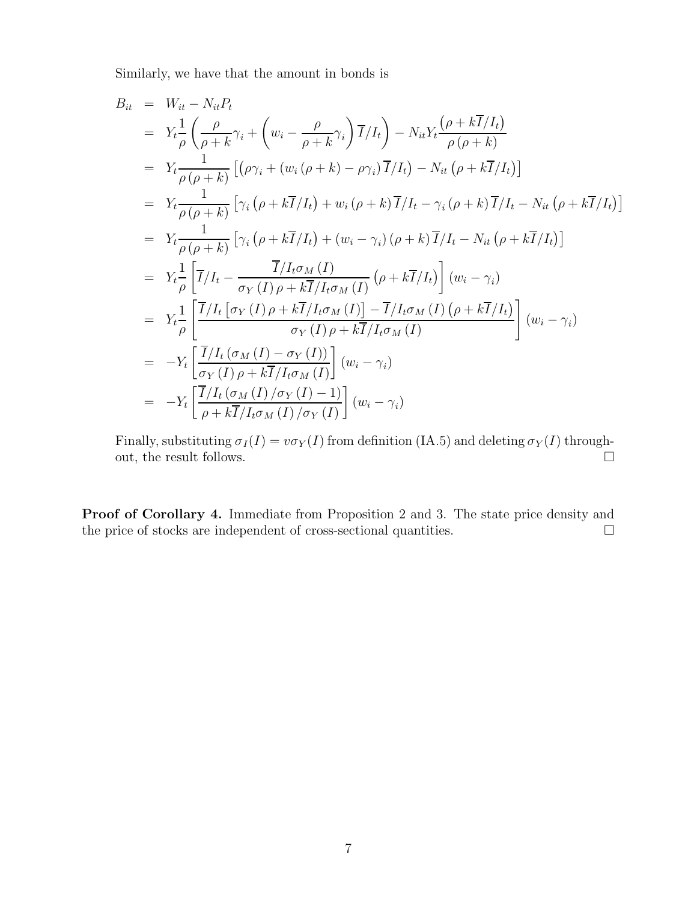Similarly, we have that the amount in bonds is

$$
\begin{aligned}
B_{it} &= W_{it} - N_{it}P_t \\
&= Y_t \frac{1}{\rho}\left(\frac{\rho}{\rho+k}\gamma_i + \left(w_i - \frac{\rho}{\rho+k}\gamma_i\right)\overline{I}/I_t\right) - N_{it}Y_t\frac{\left(\rho + k\overline{I}/I_t\right)}{\rho\left(\rho+k\right)} \\
&= Y_t \frac{1}{\rho\left(\rho+k\right)}\left[\left(\rho\gamma_i + \left(w_i\left(\rho+k\right) - \rho\gamma_i\right)\overline{I}/I_t\right) - N_{it}\left(\rho + k\overline{I}/I_t\right)\right] \\
&= Y_t \frac{1}{\rho\left(\rho+k\right)}\left[\gamma_i\left(\rho + k\overline{I}/I_t\right) + w_i\left(\rho+k\right)\overline{I}/I_t - \gamma_i\left(\rho+k\right)\overline{I}/I_t - N_{it}\left(\rho + k\overline{I}/I_t\right)\right] \\
&= Y_t \frac{1}{\rho\left(\rho+k\right)}\left[\gamma_i\left(\rho + k\overline{I}/I_t\right) + \left(w_i - \gamma_i\right)\left(\rho+k\right)\overline{I}/I_t - N_{it}\left(\rho + k\overline{I}/I_t\right)\right] \\
&= Y_t \frac{1}{\rho}\left[\overline{I}/I_t - \frac{\overline{I}/I_t\sigma_M\left(I\right)}{\sigma_Y\left(I\right)\rho + k\overline{I}/I_t\sigma_M\left(I\right)}\left(\rho + k\overline{I}/I_t\right)\right]\left(w_i - \gamma_i\right) \\
&= Y_t \frac{1}{\rho}\left[\frac{\overline{I}/I_t\left[\sigma_Y\left(I\right)\rho + k\overline{I}/I_t\sigma_M\left(I\right)\right] - \overline{I}/I_t\sigma_M\left(I\right)\left(\rho + k\overline{I}/I_t\right)}{\sigma_Y\left(I\right)\rho + k\overline{I}/I_t\sigma_M\left(I\right)}\right]\left(w_i - \gamma_i\right) \\
&= -Y_t\left[\frac{\overline{I}/I_t\left(\sigma_M\left(I\right) - \sigma_Y\left(I\right)\right)}{\sigma_Y\left(I\right)\rho + k\overline{I}/I_t\sigma_M\left(I\right)}\right]\left(w_i - \gamma_i\right) \\
&= -Y_t\left[\frac{\overline{I}/I_t\left(\sigma_M\left(I\right)/\sigma_Y\left(I\right) - 1\right)}{\rho + k\overline{I}/I_t\sigma_M\left(I\right)/\sigma_Y\left(I\right)}\right]\left(w_i - \gamma_i\right)
\end{aligned}
$$

Finally, substituting $\sigma_I(I) = v\sigma_Y(I)$ from definition (IA.5) and deleting $\sigma_Y(I)$ throughout, the result follows. □

**Proof of Corollary 4.** Immediate from Proposition 2 and 3. The state price density and the price of stocks are independent of cross-sectional quantities. □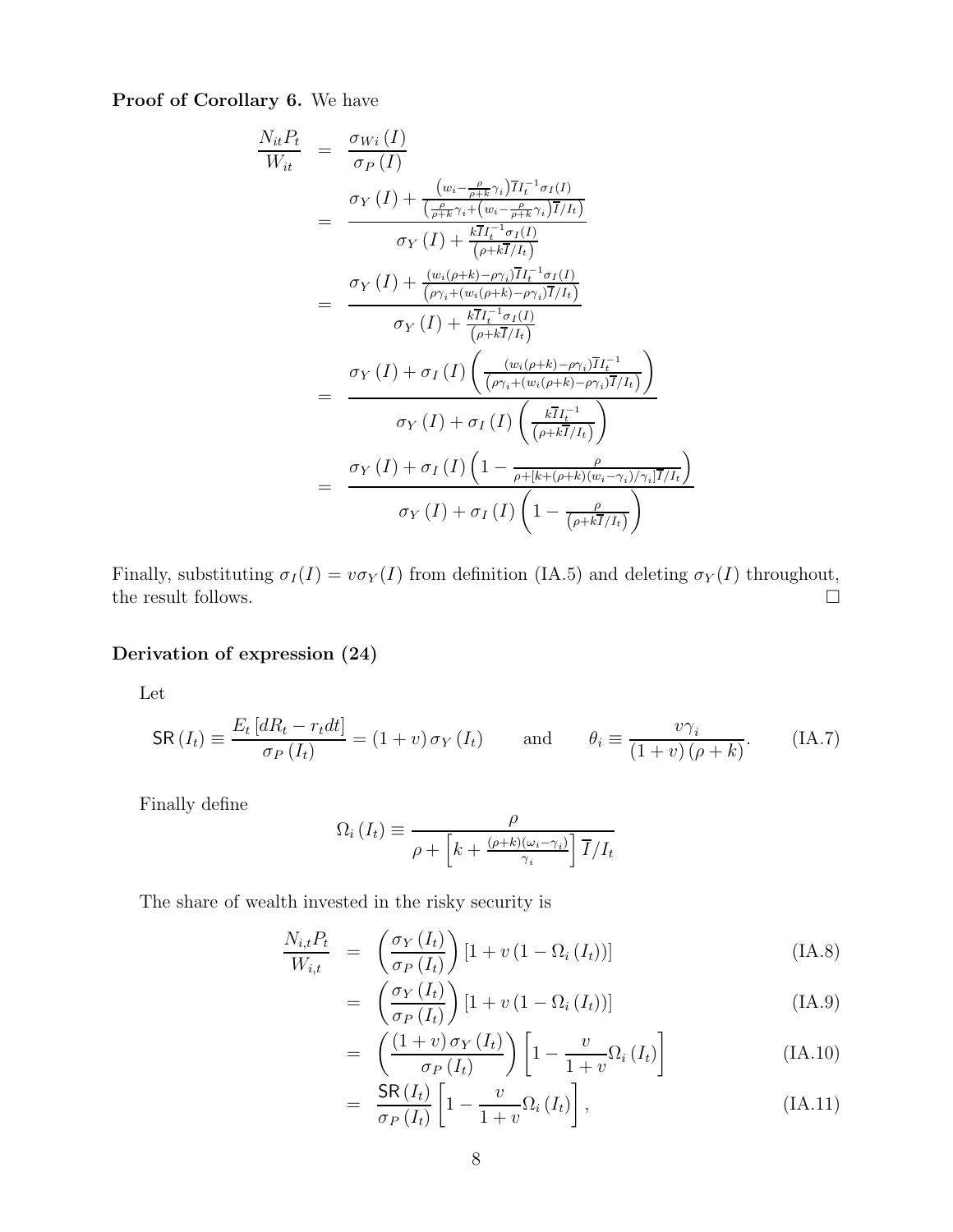**Proof of Corollary 6.** We have

$$
\begin{aligned}
\frac{N_{it}P_t}{W_{it}} &= \frac{\sigma_{Wi}(I)}{\sigma_P(I)} \\
&= \frac{\sigma_Y(I) + \frac{\left(w_i - \frac{\rho}{\rho+k}\gamma_i\right)\overline{I}I_t^{-1}\sigma_I(I)}{\left(\frac{\rho}{\rho+k}\gamma_i + \left(w_i - \frac{\rho}{\rho+k}\gamma_i\right)\overline{I}/I_t\right)}}{\sigma_Y(I) + \frac{k\overline{I}I_t^{-1}\sigma_I(I)}{\left(\rho+k\overline{I}/I_t\right)}} \\
&= \frac{\sigma_Y(I) + \frac{\left(w_i(\rho+k) - \rho\gamma_i\right)\overline{I}I_t^{-1}\sigma_I(I)}{\left(\rho\gamma_i + \left(w_i(\rho+k) - \rho\gamma_i\right)\overline{I}/I_t\right)}}{\sigma_Y(I) + \frac{k\overline{I}I_t^{-1}\sigma_I(I)}{\left(\rho+k\overline{I}/I_t\right)}} \\
&= \frac{\sigma_Y(I) + \sigma_I(I)\left(\frac{\left(w_i(\rho+k) - \rho\gamma_i\right)\overline{I}I_t^{-1}}{\left(\rho\gamma_i + \left(w_i(\rho+k) - \rho\gamma_i\right)\overline{I}/I_t\right)}\right)}{\sigma_Y(I) + \sigma_I(I)\left(\frac{k\overline{I}I_t^{-1}}{\left(\rho+k\overline{I}/I_t\right)}\right)} \\
&= \frac{\sigma_Y(I) + \sigma_I(I)\left(1 - \frac{\rho}{\rho + \left[k + (\rho+k)(w_i - \gamma_i)/\gamma_i\right]\overline{I}/I_t}\right)}{\sigma_Y(I) + \sigma_I(I)\left(1 - \frac{\rho}{\left(\rho+k\overline{I}/I_t\right)}\right)}
\end{aligned}
$$

Finally, substituting $\sigma_I(I) = v\sigma_Y(I)$ from definition (IA.5) and deleting $\sigma_Y(I)$ throughout, the result follows. □

## Derivation of expression (24)

Let

$$
\mathsf{SR}(I_t) \equiv \frac{E_t\left[dR_t - r_t dt\right]}{\sigma_P(I_t)} = (1+v)\,\sigma_Y(I_t) \qquad \text{and} \qquad \theta_i \equiv \frac{v\gamma_i}{(1+v)(\rho+k)}. \tag{IA.7}
$$

Finally define

$$
\Omega_i(I_t) \equiv \frac{\rho}{\rho + \left[k + \frac{(\rho+k)(\omega_i - \gamma_i)}{\gamma_i}\right]\overline{I}/I_t}
$$

The share of wealth invested in the risky security is

$$
\begin{aligned}
\frac{N_{i,t}P_t}{W_{i,t}} &= \left(\frac{\sigma_Y(I_t)}{\sigma_P(I_t)}\right)\left[1 + v\left(1 - \Omega_i(I_t)\right)\right] &\text{(IA.8)} \\
&= \left(\frac{\sigma_Y(I_t)}{\sigma_P(I_t)}\right)\left[1 + v\left(1 - \Omega_i(I_t)\right)\right] &\text{(IA.9)} \\
&= \left(\frac{(1+v)\,\sigma_Y(I_t)}{\sigma_P(I_t)}\right)\left[1 - \frac{v}{1+v}\Omega_i(I_t)\right] &\text{(IA.10)} \\
&= \frac{\mathsf{SR}(I_t)}{\sigma_P(I_t)}\left[1 - \frac{v}{1+v}\Omega_i(I_t)\right], &\text{(IA.11)}
\end{aligned}
$$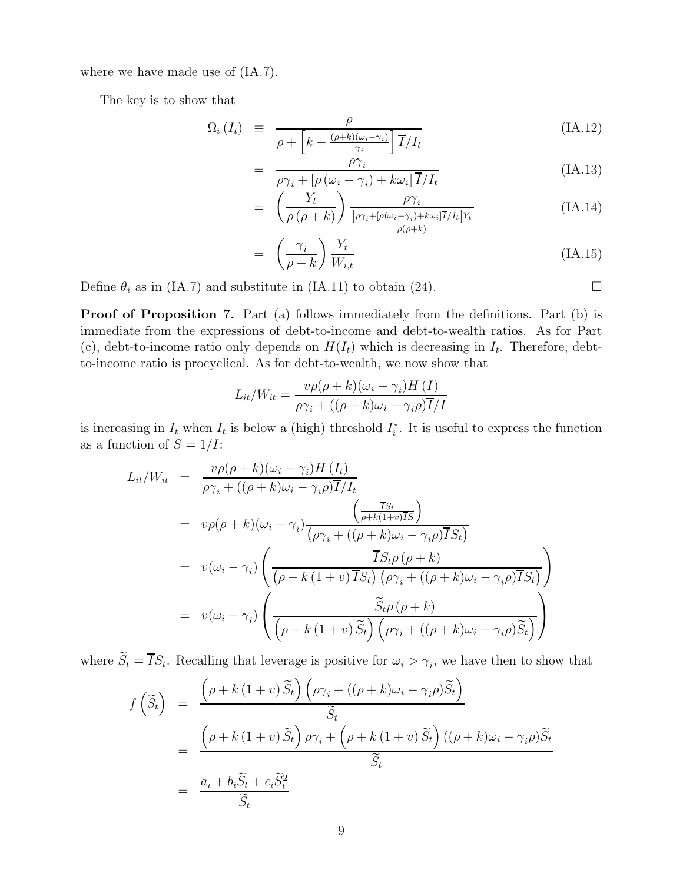where we have made use of (IA.7).

The key is to show that

$$
\begin{aligned}
\Omega_i(I_t) &\equiv \frac{\rho}{\rho + \left[k + \frac{(\rho+k)(\omega_i - \gamma_i)}{\gamma_i}\right]\overline{I}/I_t} && \text{(IA.12)} \\
&= \frac{\rho\gamma_i}{\rho\gamma_i + \left[\rho(\omega_i - \gamma_i) + k\omega_i\right]\overline{I}/I_t} && \text{(IA.13)} \\
&= \left(\frac{Y_t}{\rho(\rho+k)}\right)\frac{\rho\gamma_i}{\frac{\left[\rho\gamma_i + \left[\rho(\omega_i-\gamma_i)+k\omega_i\right]\overline{I}/I_t\right]Y_t}{\rho(\rho+k)}} && \text{(IA.14)} \\
&= \left(\frac{\gamma_i}{\rho+k}\right)\frac{Y_t}{W_{i,t}} && \text{(IA.15)}
\end{aligned}
$$

Define $\theta_i$ as in (IA.7) and substitute in (IA.11) to obtain (24). $\square$

**Proof of Proposition 7.** Part (a) follows immediately from the definitions. Part (b) is immediate from the expressions of debt-to-income and debt-to-wealth ratios. As for Part (c), debt-to-income ratio only depends on $H(I_t)$ which is decreasing in $I_t$. Therefore, debt-to-income ratio is procyclical. As for debt-to-wealth, we now show that

$$
L_{it}/W_{it} = \frac{v\rho(\rho+k)(\omega_i - \gamma_i)H(I)}{\rho\gamma_i + ((\rho+k)\omega_i - \gamma_i\rho)\overline{I}/I}
$$

is increasing in $I_t$ when $I_t$ is below a (high) threshold $I_i^*$. It is useful to express the function as a function of $S = 1/I$:

$$
\begin{aligned}
L_{it}/W_{it} &= \frac{v\rho(\rho+k)(\omega_i - \gamma_i)H(I_t)}{\rho\gamma_i + ((\rho+k)\omega_i - \gamma_i\rho)\overline{I}/I_t} \\
&= v\rho(\rho+k)(\omega_i - \gamma_i)\frac{\left(\frac{\overline{I}S_t}{\rho + k(1+v)\overline{I}S}\right)}{\left(\rho\gamma_i + ((\rho+k)\omega_i - \gamma_i\rho)\overline{I}S_t\right)} \\
&= v(\omega_i - \gamma_i)\left(\frac{\overline{I}S_t\rho(\rho+k)}{\left(\rho + k(1+v)\overline{I}S_t\right)\left(\rho\gamma_i + ((\rho+k)\omega_i - \gamma_i\rho)\overline{I}S_t\right)}\right) \\
&= v(\omega_i - \gamma_i)\left(\frac{\widetilde{S}_t\rho(\rho+k)}{\left(\rho + k(1+v)\widetilde{S}_t\right)\left(\rho\gamma_i + ((\rho+k)\omega_i - \gamma_i\rho)\widetilde{S}_t\right)}\right)
\end{aligned}
$$

where $\widetilde{S}_t = \overline{I}S_t$. Recalling that leverage is positive for $\omega_i > \gamma_i$, we have then to show that

$$
\begin{aligned}
f\left(\widetilde{S}_t\right) &= \frac{\left(\rho + k(1+v)\widetilde{S}_t\right)\left(\rho\gamma_i + ((\rho+k)\omega_i - \gamma_i\rho)\widetilde{S}_t\right)}{\widetilde{S}_t} \\
&= \frac{\left(\rho + k(1+v)\widetilde{S}_t\right)\rho\gamma_i + \left(\rho + k(1+v)\widetilde{S}_t\right)((\rho+k)\omega_i - \gamma_i\rho)\widetilde{S}_t}{\widetilde{S}_t} \\
&= \frac{a_i + b_i\widetilde{S}_t + c_i\widetilde{S}_t^2}{\widetilde{S}_t}
\end{aligned}
$$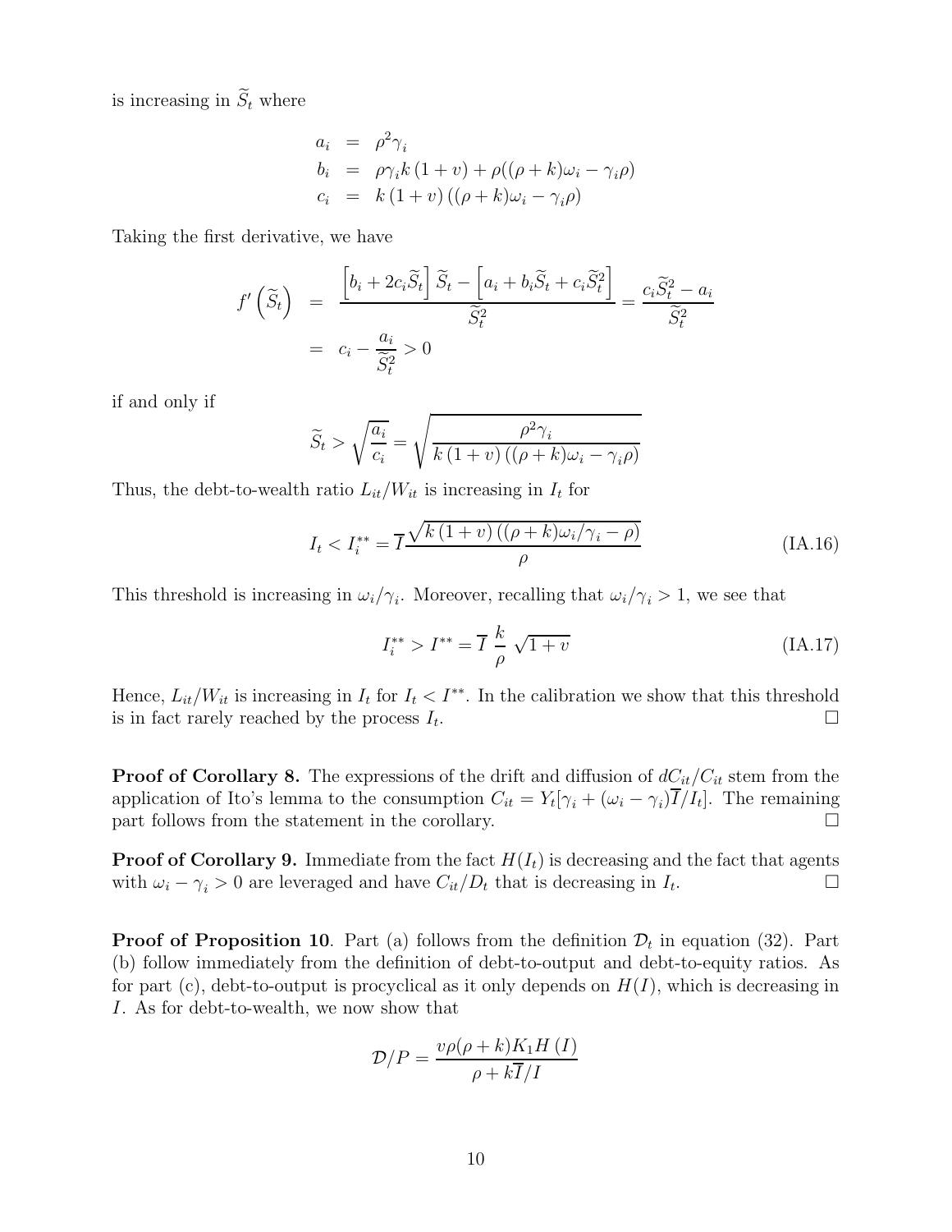is increasing in $\widetilde{S}_t$ where

$$
\begin{aligned}
a_i &= \rho^2 \gamma_i \\
b_i &= \rho \gamma_i k (1+v) + \rho((\rho+k)\omega_i - \gamma_i \rho) \\
c_i &= k(1+v)((\rho+k)\omega_i - \gamma_i \rho)
\end{aligned}
$$

Taking the first derivative, we have

$$
\begin{aligned}
f'\left(\widetilde{S}_t\right) &= \frac{\left[b_i + 2c_i \widetilde{S}_t\right]\widetilde{S}_t - \left[a_i + b_i \widetilde{S}_t + c_i \widetilde{S}_t^2\right]}{\widetilde{S}_t^2} = \frac{c_i \widetilde{S}_t^2 - a_i}{\widetilde{S}_t^2} \\
&= c_i - \frac{a_i}{\widetilde{S}_t^2} > 0
\end{aligned}
$$

if and only if

$$
\widetilde{S}_t > \sqrt{\frac{a_i}{c_i}} = \sqrt{\frac{\rho^2 \gamma_i}{k(1+v)((\rho+k)\omega_i - \gamma_i \rho)}}
$$

Thus, the debt-to-wealth ratio $L_{it}/W_{it}$ is increasing in $I_t$ for

$$
I_t < I_i^{**} = \overline{I}\frac{\sqrt{k(1+v)((\rho+k)\omega_i/\gamma_i - \rho)}}{\rho} \tag{IA.16}
$$

This threshold is increasing in $\omega_i/\gamma_i$. Moreover, recalling that $\omega_i/\gamma_i > 1$, we see that

$$
I_i^{**} > I^{**} = \overline{I}\ \frac{k}{\rho}\ \sqrt{1+v} \tag{IA.17}
$$

Hence, $L_{it}/W_{it}$ is increasing in $I_t$ for $I_t < I^{**}$. In the calibration we show that this threshold is in fact rarely reached by the process $I_t$. □

**Proof of Corollary 8.** The expressions of the drift and diffusion of $dC_{it}/C_{it}$ stem from the application of Ito's lemma to the consumption $C_{it} = Y_t[\gamma_i + (\omega_i - \gamma_i)\overline{I}/I_t]$. The remaining part follows from the statement in the corollary. □

**Proof of Corollary 9.** Immediate from the fact $H(I_t)$ is decreasing and the fact that agents with $\omega_i - \gamma_i > 0$ are leveraged and have $C_{it}/D_t$ that is decreasing in $I_t$. □

**Proof of Proposition 10**. Part (a) follows from the definition $\mathcal{D}_t$ in equation (32). Part (b) follow immediately from the definition of debt-to-output and debt-to-equity ratios. As for part (c), debt-to-output is procyclical as it only depends on $H(I)$, which is decreasing in $I$. As for debt-to-wealth, we now show that

$$
\mathcal{D}/P = \frac{v\rho(\rho+k)K_1 H(I)}{\rho + k\overline{I}/I}
$$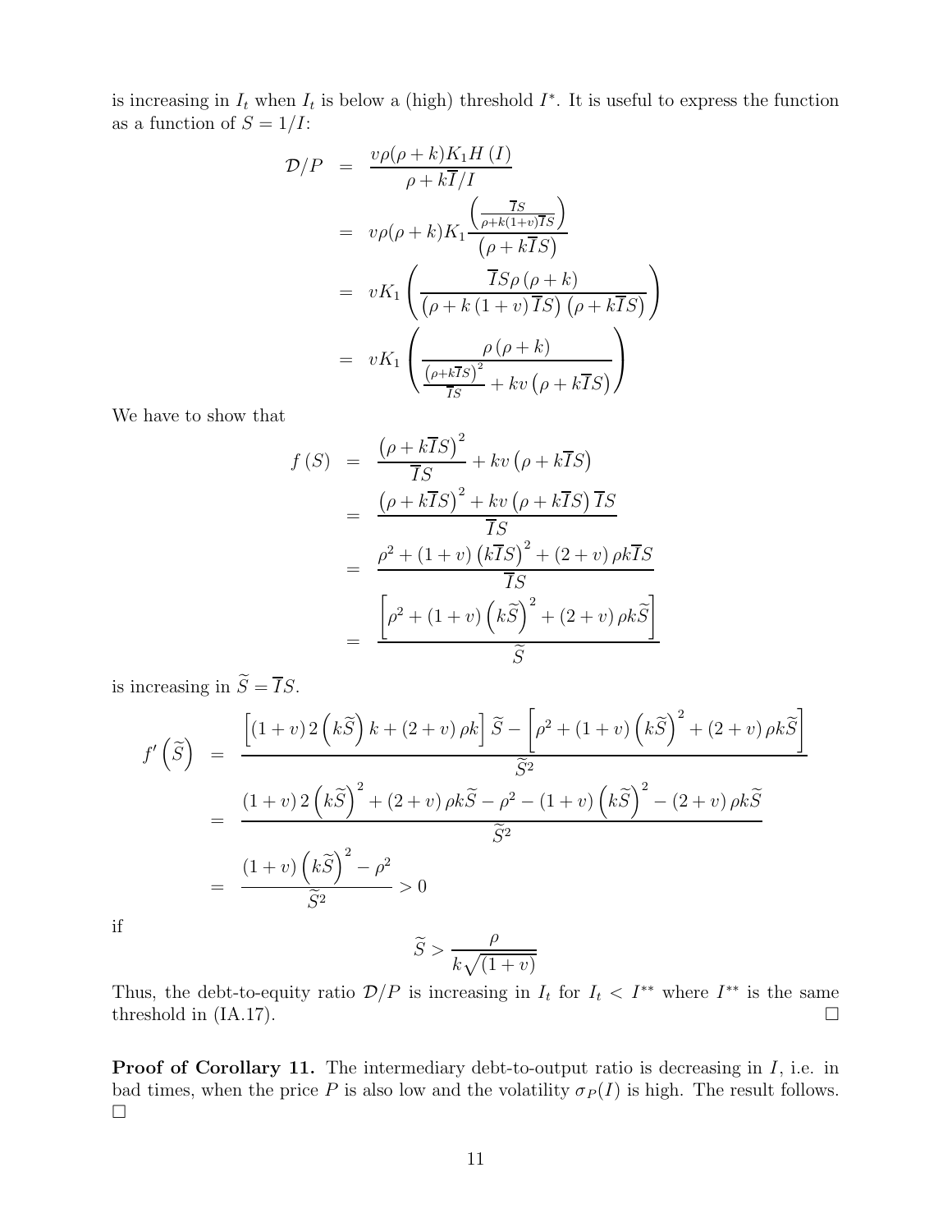is increasing in $I_t$ when $I_t$ is below a (high) threshold $I^*$. It is useful to express the function as a function of $S = 1/I$:

$$
\begin{aligned}
\mathcal{D}/P &= \frac{v\rho(\rho+k)K_1 H(I)}{\rho + k\overline{I}/I} \\
&= v\rho(\rho+k)K_1 \frac{\left(\frac{\overline{I}S}{\rho+k(1+v)\overline{I}S}\right)}{\left(\rho+k\overline{I}S\right)} \\
&= vK_1\left(\frac{\overline{I}S\rho\left(\rho+k\right)}{\left(\rho+k\left(1+v\right)\overline{I}S\right)\left(\rho+k\overline{I}S\right)}\right) \\
&= vK_1\left(\frac{\rho\left(\rho+k\right)}{\frac{\left(\rho+k\overline{I}S\right)^2}{\overline{I}S}+kv\left(\rho+k\overline{I}S\right)}\right)
\end{aligned}
$$

We have to show that

$$
\begin{aligned}
f(S) &= \frac{\left(\rho+k\overline{I}S\right)^2}{\overline{I}S}+kv\left(\rho+k\overline{I}S\right) \\
&= \frac{\left(\rho+k\overline{I}S\right)^2+kv\left(\rho+k\overline{I}S\right)\overline{I}S}{\overline{I}S} \\
&= \frac{\rho^2+(1+v)\left(k\overline{I}S\right)^2+(2+v)\rho k\overline{I}S}{\overline{I}S} \\
&= \frac{\left[\rho^2+(1+v)\left(k\widetilde{S}\right)^2+(2+v)\rho k\widetilde{S}\right]}{\widetilde{S}}
\end{aligned}
$$

is increasing in $\widetilde{S} = \overline{I}S$.

$$
\begin{aligned}
f'\left(\widetilde{S}\right) &= \frac{\left[(1+v)\,2\left(k\widetilde{S}\right)k+(2+v)\rho k\right]\widetilde{S}-\left[\rho^2+(1+v)\left(k\widetilde{S}\right)^2+(2+v)\rho k\widetilde{S}\right]}{\widetilde{S}^2} \\
&= \frac{(1+v)\,2\left(k\widetilde{S}\right)^2+(2+v)\rho k\widetilde{S}-\rho^2-(1+v)\left(k\widetilde{S}\right)^2-(2+v)\rho k\widetilde{S}}{\widetilde{S}^2} \\
&= \frac{(1+v)\left(k\widetilde{S}\right)^2-\rho^2}{\widetilde{S}^2} > 0
\end{aligned}
$$

if

$$
\widetilde{S} > \frac{\rho}{k\sqrt{(1+v)}}
$$

Thus, the debt-to-equity ratio $\mathcal{D}/P$ is increasing in $I_t$ for $I_t < I^{**}$ where $I^{**}$ is the same threshold in (IA.17). □

**Proof of Corollary 11.** The intermediary debt-to-output ratio is decreasing in $I$, i.e. in bad times, when the price $P$ is also low and the volatility $\sigma_P(I)$ is high. The result follows. □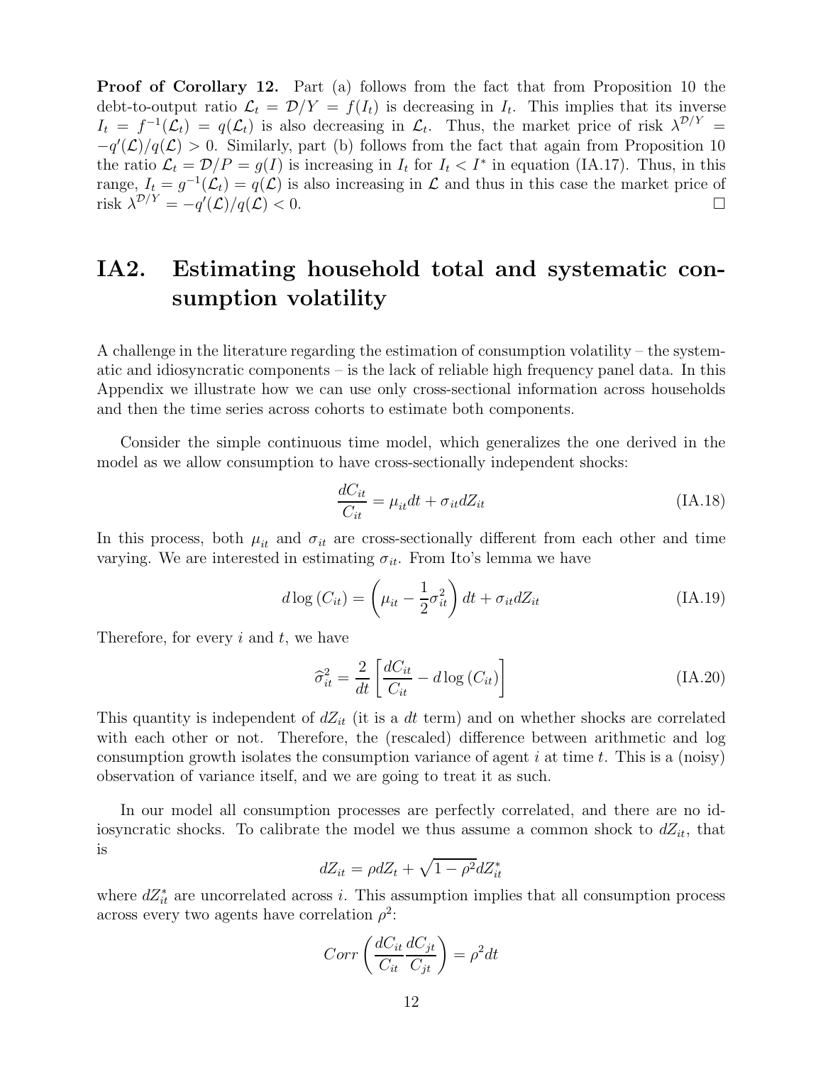**Proof of Corollary 12.** Part (a) follows from the fact that from Proposition 10 the debt-to-output ratio $\mathcal{L}_t = \mathcal{D}/Y = f(I_t)$ is decreasing in $I_t$. This implies that its inverse $I_t = f^{-1}(\mathcal{L}_t) = q(\mathcal{L}_t)$ is also decreasing in $\mathcal{L}_t$. Thus, the market price of risk $\lambda^{\mathcal{D}/Y} = -q'(\mathcal{L})/q(\mathcal{L}) > 0$. Similarly, part (b) follows from the fact that again from Proposition 10 the ratio $\mathcal{L}_t = \mathcal{D}/P = g(I)$ is increasing in $I_t$ for $I_t < I^*$ in equation (IA.17). Thus, in this range, $I_t = g^{-1}(\mathcal{L}_t) = q(\mathcal{L})$ is also increasing in $\mathcal{L}$ and thus in this case the market price of risk $\lambda^{\mathcal{D}/Y} = -q'(\mathcal{L})/q(\mathcal{L}) < 0$. □

# IA2. Estimating household total and systematic consumption volatility

A challenge in the literature regarding the estimation of consumption volatility – the systematic and idiosyncratic components – is the lack of reliable high frequency panel data. In this Appendix we illustrate how we can use only cross-sectional information across households and then the time series across cohorts to estimate both components.

Consider the simple continuous time model, which generalizes the one derived in the model as we allow consumption to have cross-sectionally independent shocks:

$$\frac{dC_{it}}{C_{it}} = \mu_{it}dt + \sigma_{it}dZ_{it} \tag{IA.18}$$

In this process, both $\mu_{it}$ and $\sigma_{it}$ are cross-sectionally different from each other and time varying. We are interested in estimating $\sigma_{it}$. From Ito's lemma we have

$$d\log(C_{it}) = \left(\mu_{it} - \frac{1}{2}\sigma_{it}^2\right)dt + \sigma_{it}dZ_{it} \tag{IA.19}$$

Therefore, for every $i$ and $t$, we have

$$\widehat{\sigma}_{it}^2 = \frac{2}{dt}\left[\frac{dC_{it}}{C_{it}} - d\log(C_{it})\right] \tag{IA.20}$$

This quantity is independent of $dZ_{it}$ (it is a $dt$ term) and on whether shocks are correlated with each other or not. Therefore, the (rescaled) difference between arithmetic and log consumption growth isolates the consumption variance of agent $i$ at time $t$. This is a (noisy) observation of variance itself, and we are going to treat it as such.

In our model all consumption processes are perfectly correlated, and there are no idiosyncratic shocks. To calibrate the model we thus assume a common shock to $dZ_{it}$, that is

$$dZ_{it} = \rho dZ_t + \sqrt{1-\rho^2}dZ_{it}^*$$

where $dZ_{it}^*$ are uncorrelated across $i$. This assumption implies that all consumption process across every two agents have correlation $\rho^2$:

$$Corr\left(\frac{dC_{it}}{C_{it}}\frac{dC_{jt}}{C_{jt}}\right) = \rho^2 dt$$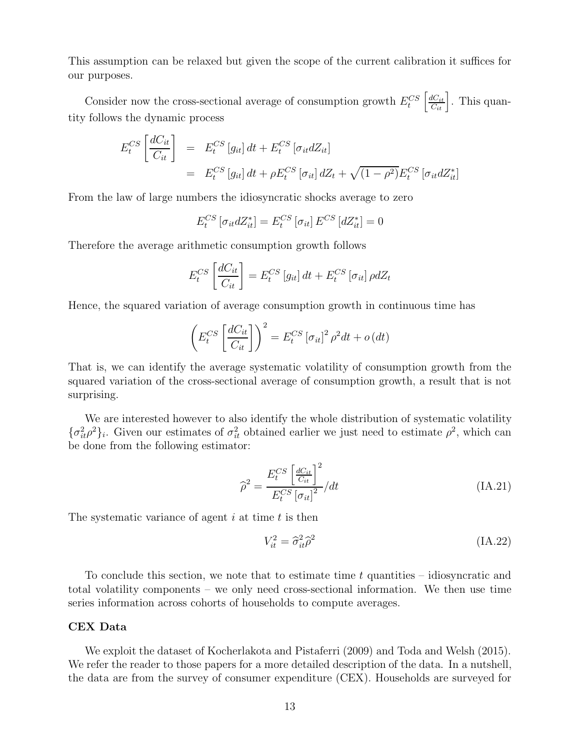This assumption can be relaxed but given the scope of the current calibration it suffices for our purposes.

Consider now the cross-sectional average of consumption growth $E_t^{CS}\left[\frac{dC_{it}}{C_{it}}\right]$. This quantity follows the dynamic process

$$
\begin{aligned}
E_t^{CS}\left[\frac{dC_{it}}{C_{it}}\right] &= E_t^{CS}\left[g_{it}\right]dt + E_t^{CS}\left[\sigma_{it} dZ_{it}\right] \\
&= E_t^{CS}\left[g_{it}\right]dt + \rho E_t^{CS}\left[\sigma_{it}\right]dZ_t + \sqrt{(1-\rho^2)}E_t^{CS}\left[\sigma_{it} dZ_{it}^*\right]
\end{aligned}
$$

From the law of large numbers the idiosyncratic shocks average to zero

$$
E_t^{CS}\left[\sigma_{it} dZ_{it}^*\right] = E_t^{CS}\left[\sigma_{it}\right] E^{CS}\left[dZ_{it}^*\right] = 0
$$

Therefore the average arithmetic consumption growth follows

$$
E_t^{CS}\left[\frac{dC_{it}}{C_{it}}\right] = E_t^{CS}\left[g_{it}\right]dt + E_t^{CS}\left[\sigma_{it}\right]\rho dZ_t
$$

Hence, the squared variation of average consumption growth in continuous time has

$$
\left(E_t^{CS}\left[\frac{dC_{it}}{C_{it}}\right]\right)^2 = E_t^{CS}\left[\sigma_{it}\right]^2 \rho^2 dt + o\left(dt\right)
$$

That is, we can identify the average systematic volatility of consumption growth from the squared variation of the cross-sectional average of consumption growth, a result that is not surprising.

We are interested however to also identify the whole distribution of systematic volatility $\{\sigma_{it}^2 \rho^2\}_i$. Given our estimates of $\sigma_{it}^2$ obtained earlier we just need to estimate $\rho^2$, which can be done from the following estimator:

$$
\widehat{\rho}^2 = \frac{E_t^{CS}\left[\frac{dC_{it}}{C_{it}}\right]^2}{E_t^{CS}\left[\sigma_{it}\right]^2} / dt \tag{IA.21}
$$

The systematic variance of agent $i$ at time $t$ is then

$$
V_{it}^2 = \widehat{\sigma}_{it}^2 \widehat{\rho}^2 \tag{IA.22}
$$

To conclude this section, we note that to estimate time $t$ quantities – idiosyncratic and total volatility components – we only need cross-sectional information. We then use time series information across cohorts of households to compute averages.

**CEX Data**

We exploit the dataset of Kocherlakota and Pistaferri (2009) and Toda and Welsh (2015). We refer the reader to those papers for a more detailed description of the data. In a nutshell, the data are from the survey of consumer expenditure (CEX). Households are surveyed for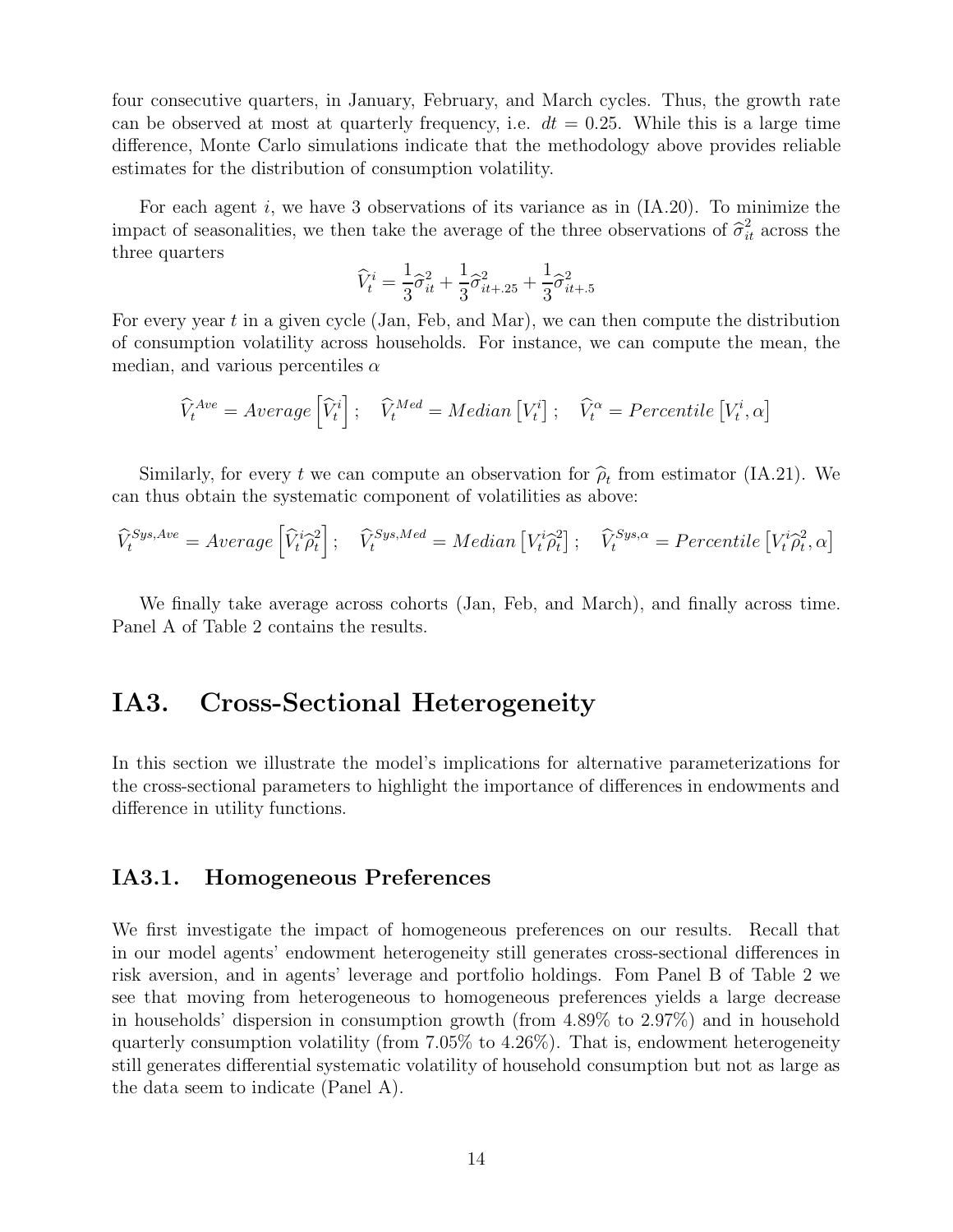four consecutive quarters, in January, February, and March cycles. Thus, the growth rate can be observed at most at quarterly frequency, i.e. $dt = 0.25$. While this is a large time difference, Monte Carlo simulations indicate that the methodology above provides reliable estimates for the distribution of consumption volatility.

For each agent $i$, we have 3 observations of its variance as in (IA.20). To minimize the impact of seasonalities, we then take the average of the three observations of $\widehat{\sigma}_{it}^2$ across the three quarters

$$\widehat{V}_t^i = \frac{1}{3}\widehat{\sigma}_{it}^2 + \frac{1}{3}\widehat{\sigma}_{it+.25}^2 + \frac{1}{3}\widehat{\sigma}_{it+.5}^2$$

For every year $t$ in a given cycle (Jan, Feb, and Mar), we can then compute the distribution of consumption volatility across households. For instance, we can compute the mean, the median, and various percentiles $\alpha$

$$\widehat{V}_t^{Ave} = Average\left[\widehat{V}_t^i\right]; \quad \widehat{V}_t^{Med} = Median\left[V_t^i\right]; \quad \widehat{V}_t^{\alpha} = Percentile\left[V_t^i, \alpha\right]$$

Similarly, for every $t$ we can compute an observation for $\widehat{\rho}_t$ from estimator (IA.21). We can thus obtain the systematic component of volatilities as above:

$$\widehat{V}_t^{Sys,Ave} = Average\left[\widehat{V}_t^i \widehat{\rho}_t^2\right]; \quad \widehat{V}_t^{Sys,Med} = Median\left[V_t^i \widehat{\rho}_t^2\right]; \quad \widehat{V}_t^{Sys,\alpha} = Percentile\left[V_t^i \widehat{\rho}_t^2, \alpha\right]$$

We finally take average across cohorts (Jan, Feb, and March), and finally across time. Panel A of Table 2 contains the results.

# IA3. Cross-Sectional Heterogeneity

In this section we illustrate the model's implications for alternative parameterizations for the cross-sectional parameters to highlight the importance of differences in endowments and difference in utility functions.

## IA3.1. Homogeneous Preferences

We first investigate the impact of homogeneous preferences on our results. Recall that in our model agents' endowment heterogeneity still generates cross-sectional differences in risk aversion, and in agents' leverage and portfolio holdings. Fom Panel B of Table 2 we see that moving from heterogeneous to homogeneous preferences yields a large decrease in households' dispersion in consumption growth (from 4.89% to 2.97%) and in household quarterly consumption volatility (from 7.05% to 4.26%). That is, endowment heterogeneity still generates differential systematic volatility of household consumption but not as large as the data seem to indicate (Panel A).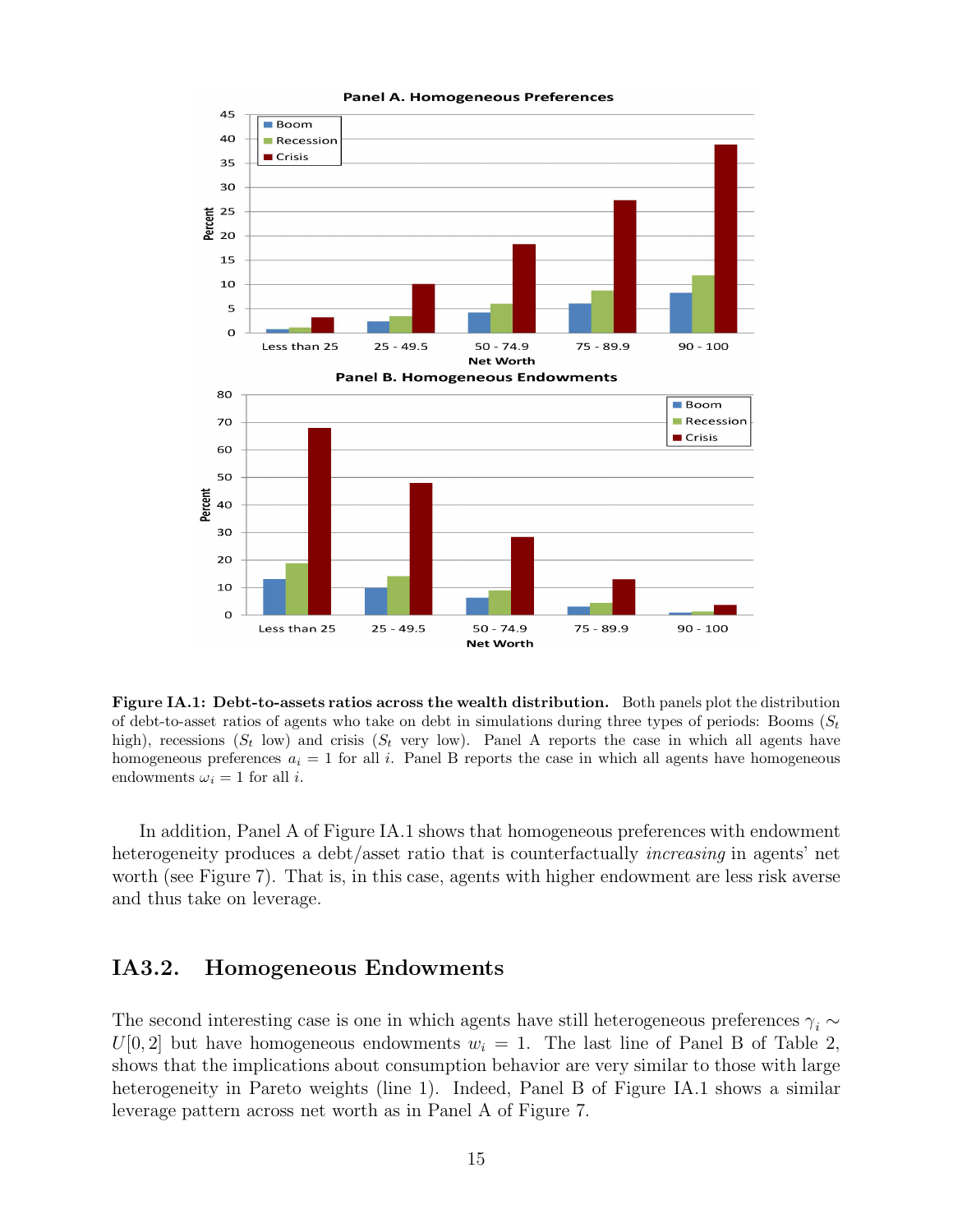**Figure IA.1: Debt-to-assets ratios across the wealth distribution.** Both panels plot the distribution of debt-to-asset ratios of agents who take on debt in simulations during three types of periods: Booms ($S_t$ high), recessions ($S_t$ low) and crisis ($S_t$ very low). Panel A reports the case in which all agents have homogeneous preferences $a_i = 1$ for all $i$. Panel B reports the case in which all agents have homogeneous endowments $\omega_i = 1$ for all $i$.

In addition, Panel A of Figure IA.1 shows that homogeneous preferences with endowment heterogeneity produces a debt/asset ratio that is counterfactually *increasing* in agents' net worth (see Figure 7). That is, in this case, agents with higher endowment are less risk averse and thus take on leverage.

## IA3.2. Homogeneous Endowments

The second interesting case is one in which agents have still heterogeneous preferences $\gamma_i \sim U[0, 2]$ but have homogeneous endowments $w_i = 1$. The last line of Panel B of Table 2, shows that the implications about consumption behavior are very similar to those with large heterogeneity in Pareto weights (line 1). Indeed, Panel B of Figure IA.1 shows a similar leverage pattern across net worth as in Panel A of Figure 7.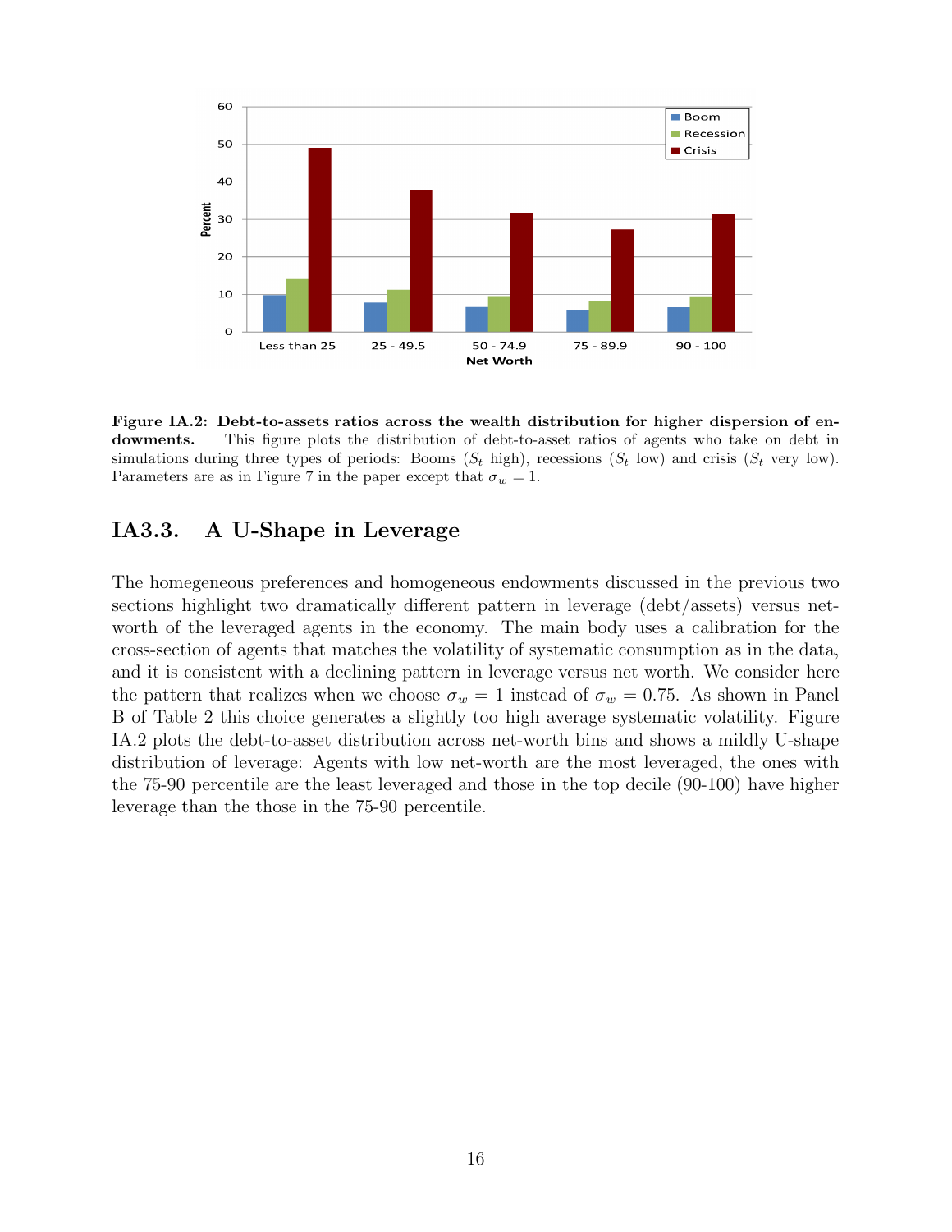**Figure IA.2: Debt-to-assets ratios across the wealth distribution for higher dispersion of endowments.** This figure plots the distribution of debt-to-asset ratios of agents who take on debt in simulations during three types of periods: Booms ($S_t$ high), recessions ($S_t$ low) and crisis ($S_t$ very low). Parameters are as in Figure 7 in the paper except that $\sigma_w = 1$.

## IA3.3. A U-Shape in Leverage

The homegeneous preferences and homogeneous endowments discussed in the previous two sections highlight two dramatically different pattern in leverage (debt/assets) versus net-worth of the leveraged agents in the economy. The main body uses a calibration for the cross-section of agents that matches the volatility of systematic consumption as in the data, and it is consistent with a declining pattern in leverage versus net worth. We consider here the pattern that realizes when we choose $\sigma_w = 1$ instead of $\sigma_w = 0.75$. As shown in Panel B of Table 2 this choice generates a slightly too high average systematic volatility. Figure IA.2 plots the debt-to-asset distribution across net-worth bins and shows a mildly U-shape distribution of leverage: Agents with low net-worth are the most leveraged, the ones with the 75-90 percentile are the least leveraged and those in the top decile (90-100) have higher leverage than the those in the 75-90 percentile.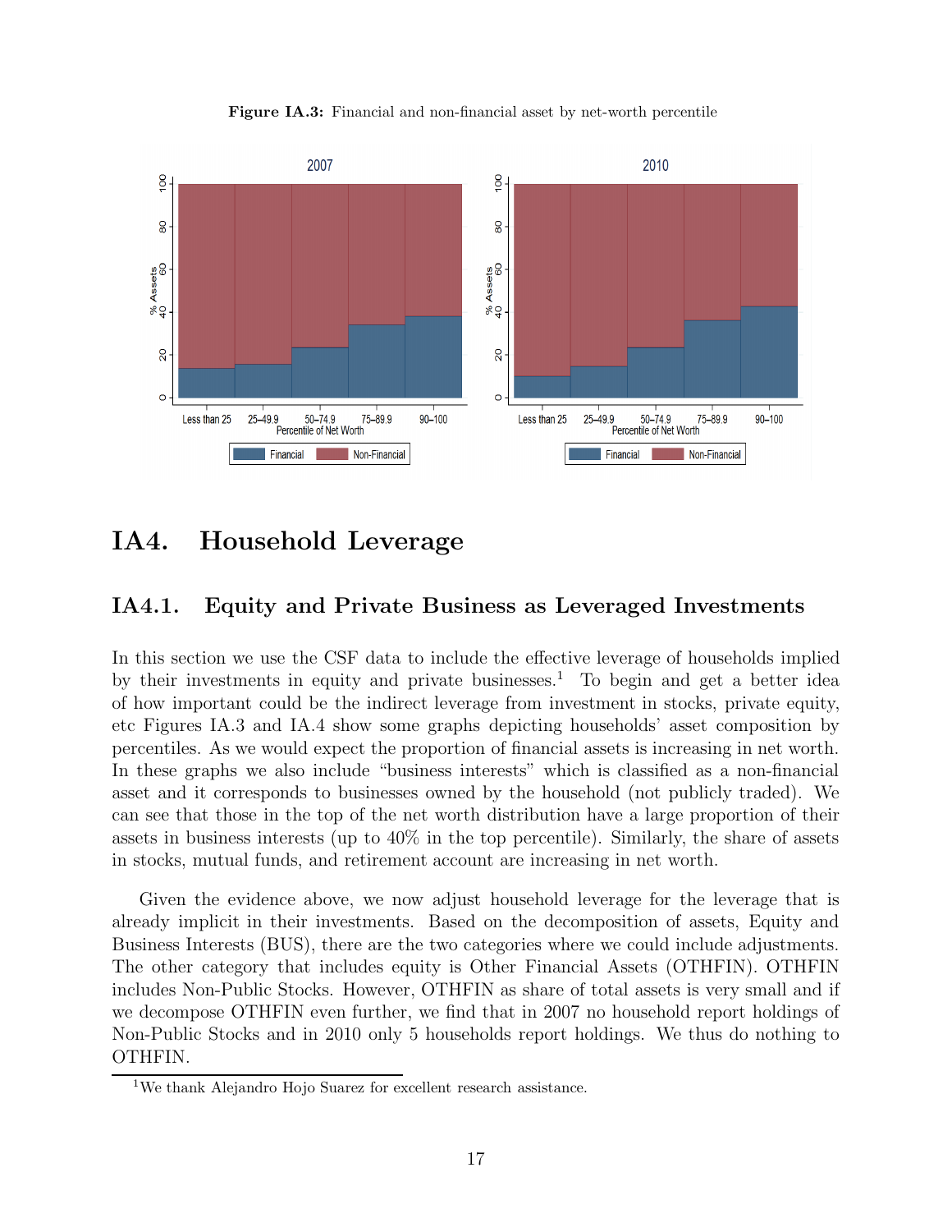**Figure IA.3:** Financial and non-financial asset by net-worth percentile

## IA4. Household Leverage

### IA4.1. Equity and Private Business as Leveraged Investments

In this section we use the CSF data to include the effective leverage of households implied by their investments in equity and private businesses.[1] To begin and get a better idea of how important could be the indirect leverage from investment in stocks, private equity, etc Figures IA.3 and IA.4 show some graphs depicting households' asset composition by percentiles. As we would expect the proportion of financial assets is increasing in net worth. In these graphs we also include "business interests" which is classified as a non-financial asset and it corresponds to businesses owned by the household (not publicly traded). We can see that those in the top of the net worth distribution have a large proportion of their assets in business interests (up to 40% in the top percentile). Similarly, the share of assets in stocks, mutual funds, and retirement account are increasing in net worth.

Given the evidence above, we now adjust household leverage for the leverage that is already implicit in their investments. Based on the decomposition of assets, Equity and Business Interests (BUS), there are the two categories where we could include adjustments. The other category that includes equity is Other Financial Assets (OTHFIN). OTHFIN includes Non-Public Stocks. However, OTHFIN as share of total assets is very small and if we decompose OTHFIN even further, we find that in 2007 no household report holdings of Non-Public Stocks and in 2010 only 5 households report holdings. We thus do nothing to OTHFIN.

[1] We thank Alejandro Hojo Suarez for excellent research assistance.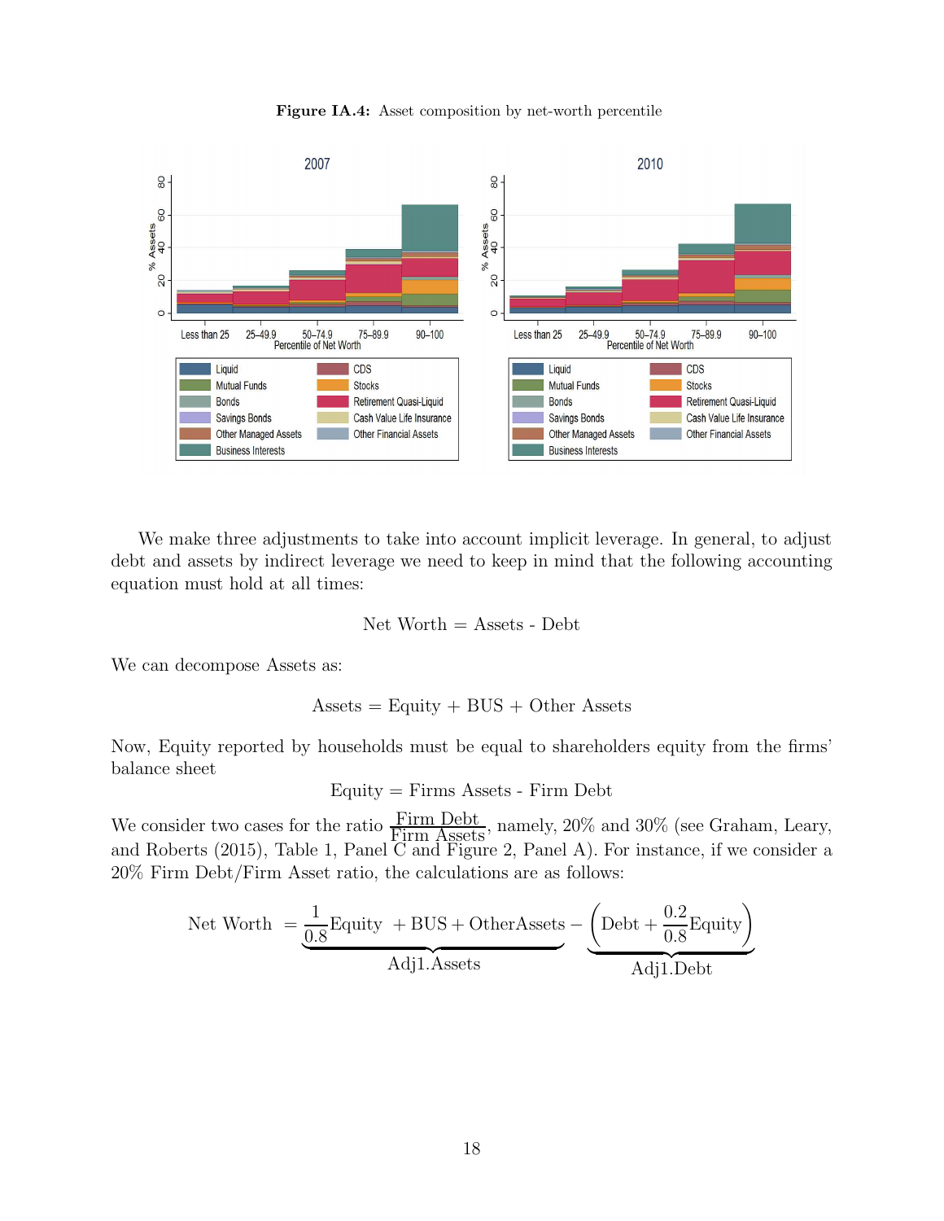**Figure IA.4:** Asset composition by net-worth percentile

We make three adjustments to take into account implicit leverage. In general, to adjust debt and assets by indirect leverage we need to keep in mind that the following accounting equation must hold at all times:

$$\text{Net Worth} = \text{Assets - Debt}$$

We can decompose Assets as:

$$\text{Assets} = \text{Equity} + \text{BUS} + \text{Other Assets}$$

Now, Equity reported by households must be equal to shareholders equity from the firms' balance sheet

$$\text{Equity} = \text{Firms Assets - Firm Debt}$$

We consider two cases for the ratio $\frac{\text{Firm Debt}}{\text{Firm Assets}}$, namely, 20% and 30% (see Graham, Leary, and Roberts (2015), Table 1, Panel C and Figure 2, Panel A). For instance, if we consider a 20% Firm Debt/Firm Asset ratio, the calculations are as follows:

$$\text{Net Worth} \;= \underbrace{\frac{1}{0.8}\text{Equity} \;+ \text{BUS} + \text{OtherAssets}}_{\text{Adj1.Assets}} - \underbrace{\left(\text{Debt} + \frac{0.2}{0.8}\text{Equity}\right)}_{\text{Adj1.Debt}}$$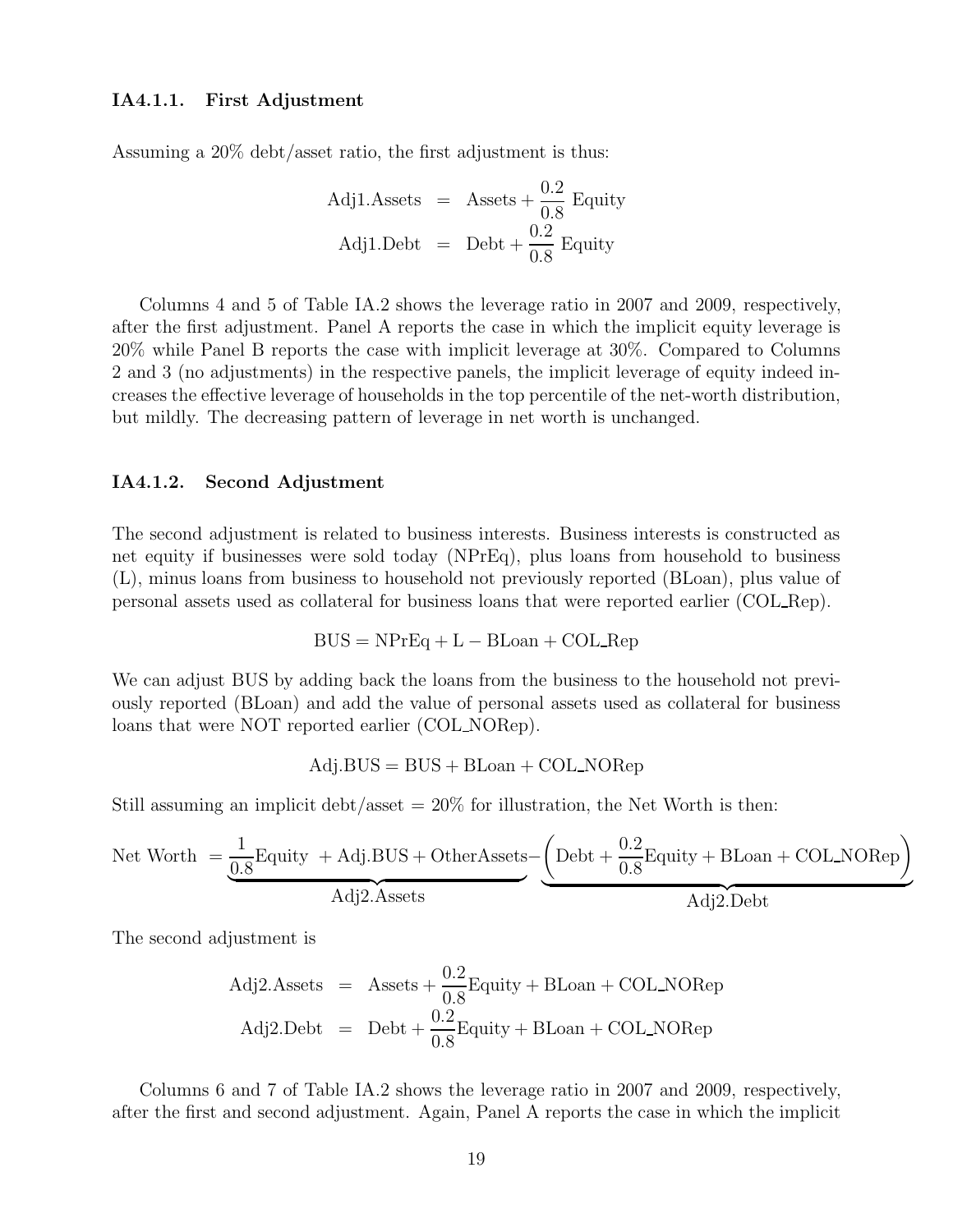#### IA4.1.1. First Adjustment

Assuming a 20% debt/asset ratio, the first adjustment is thus:

$$
\begin{aligned}
\text{Adj1.Assets} &= \text{Assets} + \frac{0.2}{0.8}\ \text{Equity} \\
\text{Adj1.Debt} &= \text{Debt} + \frac{0.2}{0.8}\ \text{Equity}
\end{aligned}
$$

Columns 4 and 5 of Table IA.2 shows the leverage ratio in 2007 and 2009, respectively, after the first adjustment. Panel A reports the case in which the implicit equity leverage is 20% while Panel B reports the case with implicit leverage at 30%. Compared to Columns 2 and 3 (no adjustments) in the respective panels, the implicit leverage of equity indeed increases the effective leverage of households in the top percentile of the net-worth distribution, but mildly. The decreasing pattern of leverage in net worth is unchanged.

#### IA4.1.2. Second Adjustment

The second adjustment is related to business interests. Business interests is constructed as net equity if businesses were sold today (NPrEq), plus loans from household to business (L), minus loans from business to household not previously reported (BLoan), plus value of personal assets used as collateral for business loans that were reported earlier (COL_Rep).

$$
\text{BUS} = \text{NPrEq} + \text{L} - \text{BLoan} + \text{COL\_Rep}
$$

We can adjust BUS by adding back the loans from the business to the household not previously reported (BLoan) and add the value of personal assets used as collateral for business loans that were NOT reported earlier (COL_NORep).

$$
\text{Adj.BUS} = \text{BUS} + \text{BLoan} + \text{COL\_NORep}
$$

Still assuming an implicit debt/asset = 20% for illustration, the Net Worth is then:

$$
\text{Net Worth } = \underbrace{\frac{1}{0.8}\text{Equity } + \text{Adj.BUS} + \text{OtherAssets}}_{\text{Adj2.Assets}} - \underbrace{\left(\text{Debt} + \frac{0.2}{0.8}\text{Equity} + \text{BLoan} + \text{COL\_NORep}\right)}_{\text{Adj2.Debt}}
$$

The second adjustment is

$$
\begin{aligned}
\text{Adj2.Assets} &= \text{Assets} + \frac{0.2}{0.8}\text{Equity} + \text{BLoan} + \text{COL\_NORep} \\
\text{Adj2.Debt} &= \text{Debt} + \frac{0.2}{0.8}\text{Equity} + \text{BLoan} + \text{COL\_NORep}
\end{aligned}
$$

Columns 6 and 7 of Table IA.2 shows the leverage ratio in 2007 and 2009, respectively, after the first and second adjustment. Again, Panel A reports the case in which the implicit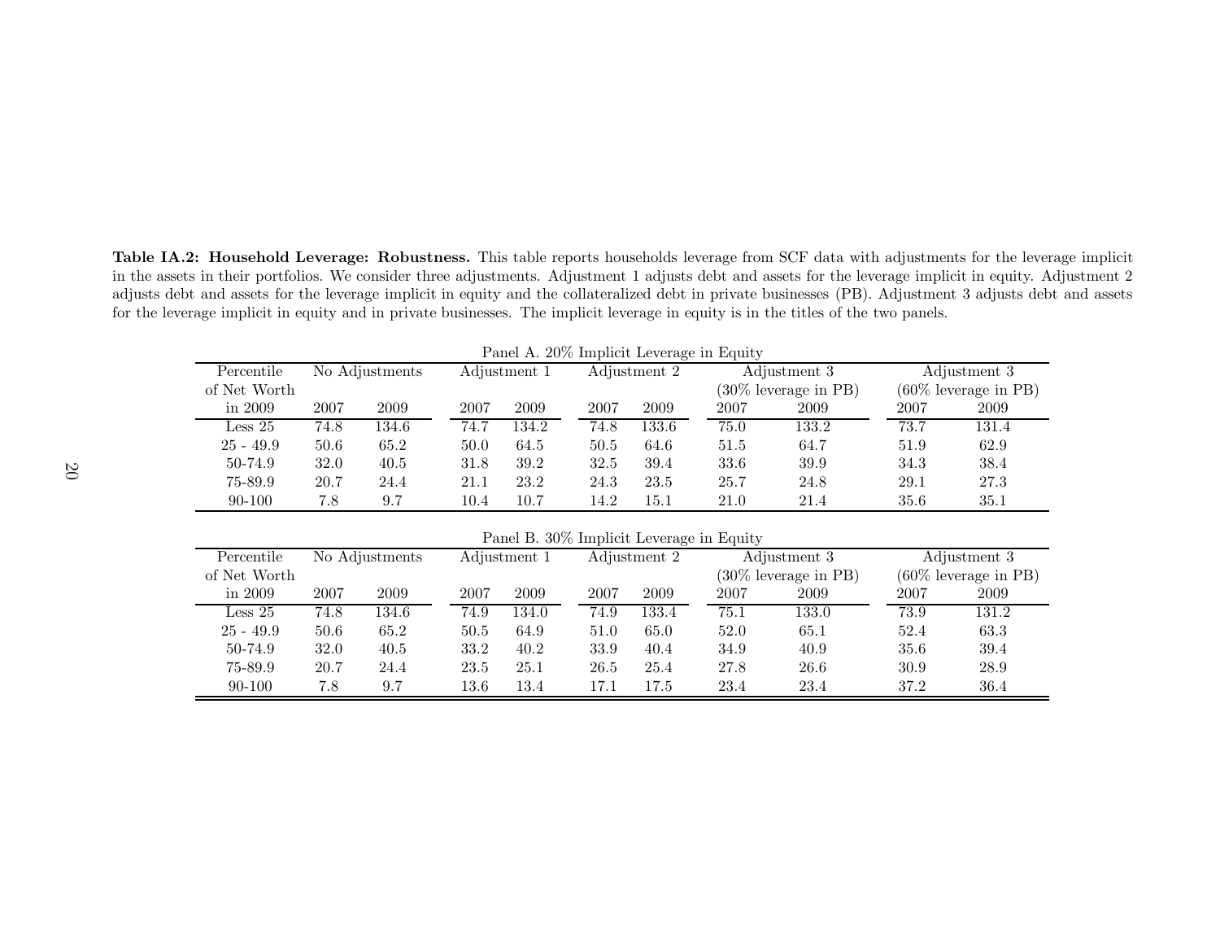**Table IA.2: Household Leverage: Robustness.** This table reports households leverage from SCF data with adjustments for the leverage implicit in the assets in their portfolios. We consider three adjustments. Adjustment 1 adjusts debt and assets for the leverage implicit in equity. Adjustment 2 adjusts debt and assets for the leverage implicit in equity and the collateralized debt in private businesses (PB). Adjustment 3 adjusts debt and assets for the leverage implicit in equity and in private businesses. The implicit leverage in equity is in the titles of the two panels.

Panel A. 20% Implicit Leverage in Equity

| Percentile of Net Worth | No Adjustments | | Adjustment 1 | | Adjustment 2 | | Adjustment 3 (30% leverage in PB) | | Adjustment 3 (60% leverage in PB) | |
|---|---|---|---|---|---|---|---|---|---|---|
| in 2009 | 2007 | 2009 | 2007 | 2009 | 2007 | 2009 | 2007 | 2009 | 2007 | 2009 |
| Less 25 | 74.8 | 134.6 | 74.7 | 134.2 | 74.8 | 133.6 | 75.0 | 133.2 | 73.7 | 131.4 |
| 25 - 49.9 | 50.6 | 65.2 | 50.0 | 64.5 | 50.5 | 64.6 | 51.5 | 64.7 | 51.9 | 62.9 |
| 50-74.9 | 32.0 | 40.5 | 31.8 | 39.2 | 32.5 | 39.4 | 33.6 | 39.9 | 34.3 | 38.4 |
| 75-89.9 | 20.7 | 24.4 | 21.1 | 23.2 | 24.3 | 23.5 | 25.7 | 24.8 | 29.1 | 27.3 |
| 90-100 | 7.8 | 9.7 | 10.4 | 10.7 | 14.2 | 15.1 | 21.0 | 21.4 | 35.6 | 35.1 |

Panel B. 30% Implicit Leverage in Equity

| Percentile of Net Worth | No Adjustments | | Adjustment 1 | | Adjustment 2 | | Adjustment 3 (30% leverage in PB) | | Adjustment 3 (60% leverage in PB) | |
|---|---|---|---|---|---|---|---|---|---|---|
| in 2009 | 2007 | 2009 | 2007 | 2009 | 2007 | 2009 | 2007 | 2009 | 2007 | 2009 |
| Less 25 | 74.8 | 134.6 | 74.9 | 134.0 | 74.9 | 133.4 | 75.1 | 133.0 | 73.9 | 131.2 |
| 25 - 49.9 | 50.6 | 65.2 | 50.5 | 64.9 | 51.0 | 65.0 | 52.0 | 65.1 | 52.4 | 63.3 |
| 50-74.9 | 32.0 | 40.5 | 33.2 | 40.2 | 33.9 | 40.4 | 34.9 | 40.9 | 35.6 | 39.4 |
| 75-89.9 | 20.7 | 24.4 | 23.5 | 25.1 | 26.5 | 25.4 | 27.8 | 26.6 | 30.9 | 28.9 |
| 90-100 | 7.8 | 9.7 | 13.6 | 13.4 | 17.1 | 17.5 | 23.4 | 23.4 | 37.2 | 36.4 |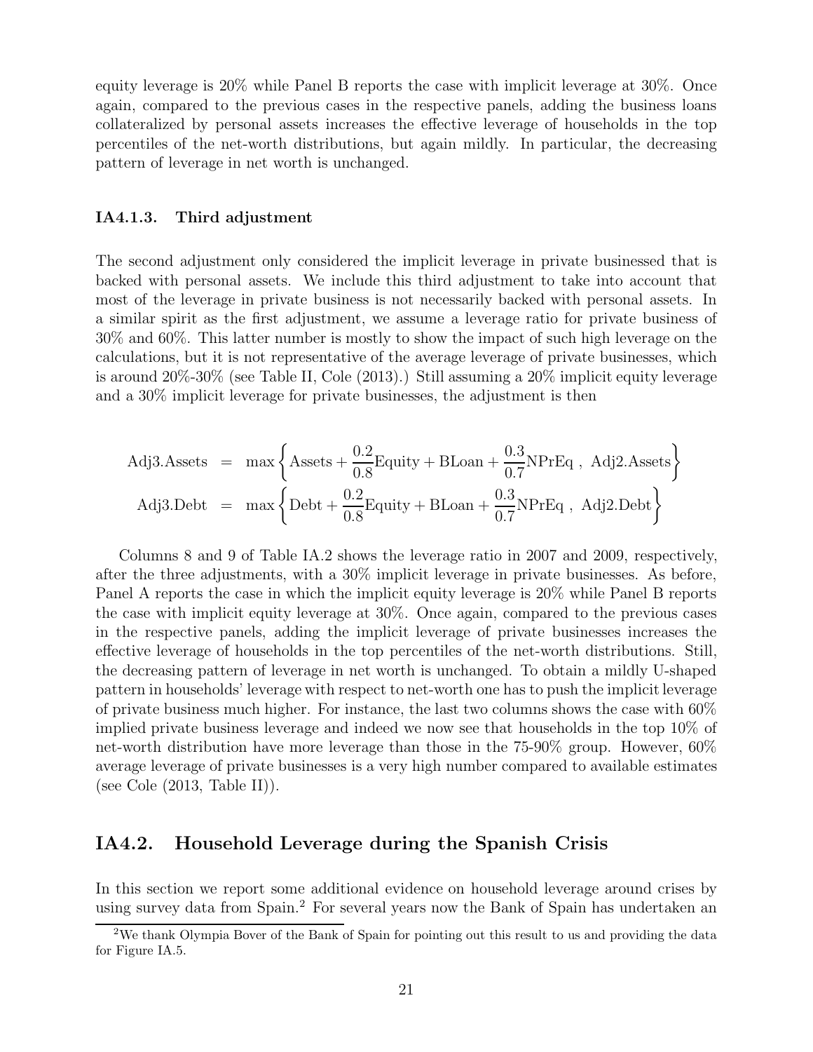equity leverage is 20% while Panel B reports the case with implicit leverage at 30%. Once again, compared to the previous cases in the respective panels, adding the business loans collateralized by personal assets increases the effective leverage of households in the top percentiles of the net-worth distributions, but again mildly. In particular, the decreasing pattern of leverage in net worth is unchanged.

### IA4.1.3. Third adjustment

The second adjustment only considered the implicit leverage in private businessed that is backed with personal assets. We include this third adjustment to take into account that most of the leverage in private business is not necessarily backed with personal assets. In a similar spirit as the first adjustment, we assume a leverage ratio for private business of 30% and 60%. This latter number is mostly to show the impact of such high leverage on the calculations, but it is not representative of the average leverage of private businesses, which is around 20%-30% (see Table II, Cole (2013).) Still assuming a 20% implicit equity leverage and a 30% implicit leverage for private businesses, the adjustment is then

$$
\begin{aligned}
\text{Adj3.Assets} &= \max\left\{\text{Assets} + \frac{0.2}{0.8}\text{Equity} + \text{BLoan} + \frac{0.3}{0.7}\text{NPrEq}\ ,\ \text{Adj2.Assets}\right\} \\
\text{Adj3.Debt} &= \max\left\{\text{Debt} + \frac{0.2}{0.8}\text{Equity} + \text{BLoan} + \frac{0.3}{0.7}\text{NPrEq}\ ,\ \text{Adj2.Debt}\right\}
\end{aligned}
$$

Columns 8 and 9 of Table IA.2 shows the leverage ratio in 2007 and 2009, respectively, after the three adjustments, with a 30% implicit leverage in private businesses. As before, Panel A reports the case in which the implicit equity leverage is 20% while Panel B reports the case with implicit equity leverage at 30%. Once again, compared to the previous cases in the respective panels, adding the implicit leverage of private businesses increases the effective leverage of households in the top percentiles of the net-worth distributions. Still, the decreasing pattern of leverage in net worth is unchanged. To obtain a mildly U-shaped pattern in households' leverage with respect to net-worth one has to push the implicit leverage of private business much higher. For instance, the last two columns shows the case with 60% implied private business leverage and indeed we now see that households in the top 10% of net-worth distribution have more leverage than those in the 75-90% group. However, 60% average leverage of private businesses is a very high number compared to available estimates (see Cole (2013, Table II)).

## IA4.2. Household Leverage during the Spanish Crisis

In this section we report some additional evidence on household leverage around crises by using survey data from Spain.[2] For several years now the Bank of Spain has undertaken an

[2] We thank Olympia Bover of the Bank of Spain for pointing out this result to us and providing the data for Figure IA.5.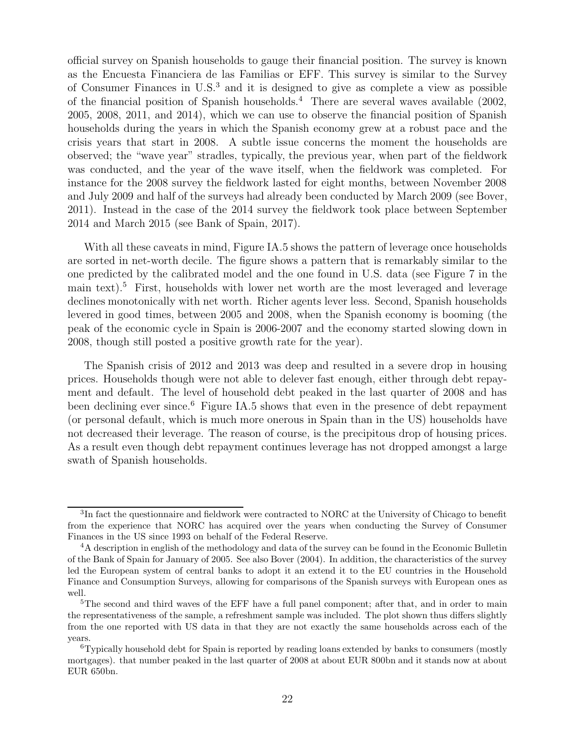official survey on Spanish households to gauge their financial position. The survey is known as the Encuesta Financiera de las Familias or EFF. This survey is similar to the Survey of Consumer Finances in U.S.[3] and it is designed to give as complete a view as possible of the financial position of Spanish households.[4] There are several waves available (2002, 2005, 2008, 2011, and 2014), which we can use to observe the financial position of Spanish households during the years in which the Spanish economy grew at a robust pace and the crisis years that start in 2008. A subtle issue concerns the moment the households are observed; the "wave year" stradles, typically, the previous year, when part of the fieldwork was conducted, and the year of the wave itself, when the fieldwork was completed. For instance for the 2008 survey the fieldwork lasted for eight months, between November 2008 and July 2009 and half of the surveys had already been conducted by March 2009 (see Bover, 2011). Instead in the case of the 2014 survey the fieldwork took place between September 2014 and March 2015 (see Bank of Spain, 2017).

With all these caveats in mind, Figure IA.5 shows the pattern of leverage once households are sorted in net-worth decile. The figure shows a pattern that is remarkably similar to the one predicted by the calibrated model and the one found in U.S. data (see Figure 7 in the main text).[5] First, households with lower net worth are the most leveraged and leverage declines monotonically with net worth. Richer agents lever less. Second, Spanish households levered in good times, between 2005 and 2008, when the Spanish economy is booming (the peak of the economic cycle in Spain is 2006-2007 and the economy started slowing down in 2008, though still posted a positive growth rate for the year).

The Spanish crisis of 2012 and 2013 was deep and resulted in a severe drop in housing prices. Households though were not able to delever fast enough, either through debt repayment and default. The level of household debt peaked in the last quarter of 2008 and has been declining ever since.[6] Figure IA.5 shows that even in the presence of debt repayment (or personal default, which is much more onerous in Spain than in the US) households have not decreased their leverage. The reason of course, is the precipitous drop of housing prices. As a result even though debt repayment continues leverage has not dropped amongst a large swath of Spanish households.

---

[3]In fact the questionnaire and fieldwork were contracted to NORC at the University of Chicago to benefit from the experience that NORC has acquired over the years when conducting the Survey of Consumer Finances in the US since 1993 on behalf of the Federal Reserve.

[4]A description in english of the methodology and data of the survey can be found in the Economic Bulletin of the Bank of Spain for January of 2005. See also Bover (2004). In addition, the characteristics of the survey led the European system of central banks to adopt it an extend it to the EU countries in the Household Finance and Consumption Surveys, allowing for comparisons of the Spanish surveys with European ones as well.

[5]The second and third waves of the EFF have a full panel component; after that, and in order to main the representativeness of the sample, a refreshment sample was included. The plot shown thus differs slightly from the one reported with US data in that they are not exactly the same households across each of the years.

[6]Typically household debt for Spain is reported by reading loans extended by banks to consumers (mostly mortgages). that number peaked in the last quarter of 2008 at about EUR 800bn and it stands now at about EUR 650bn.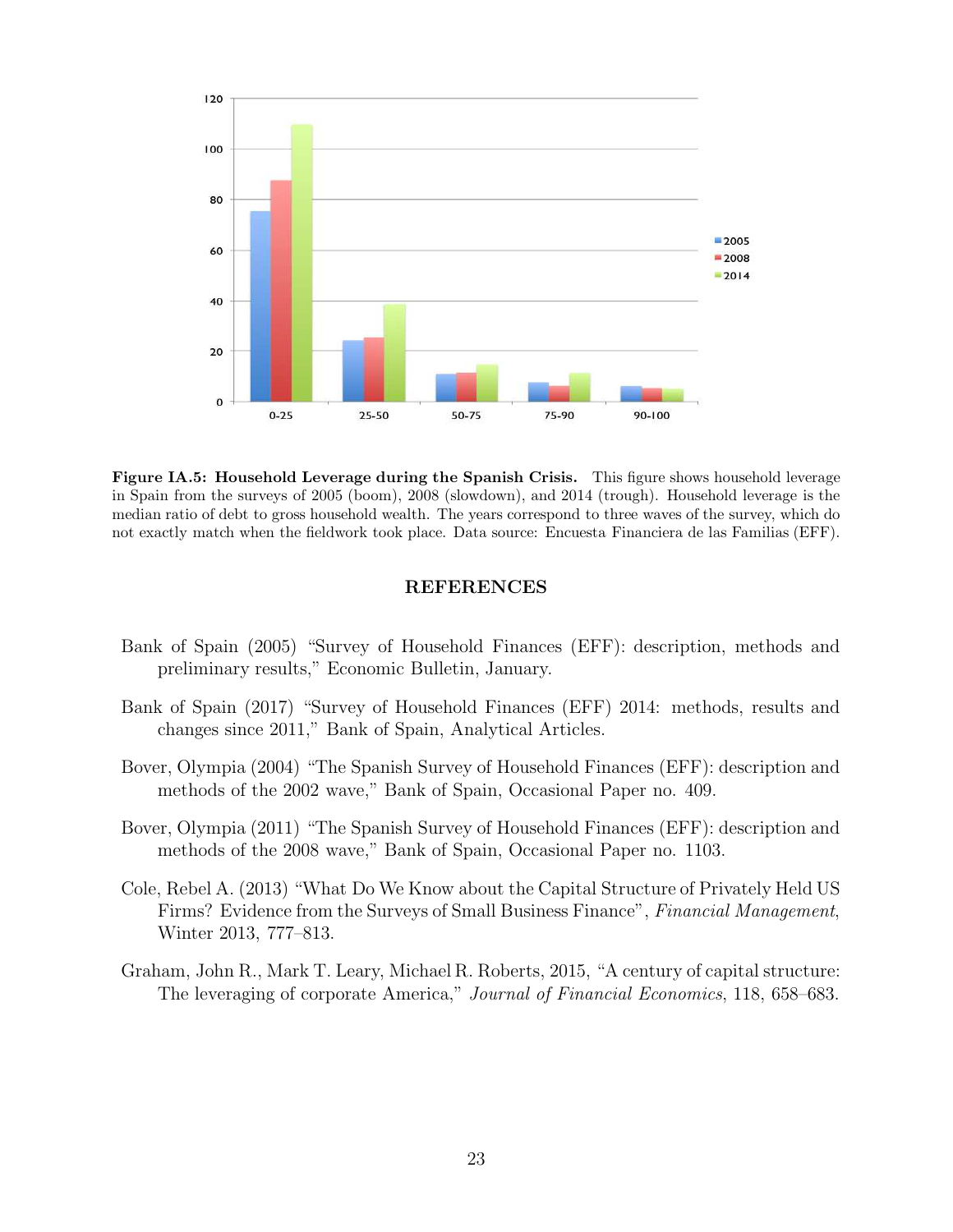120
100
80
60
40
20
0

0-25
25-50
50-75
75-90
90-100

2005
2008
2014

**Figure IA.5: Household Leverage during the Spanish Crisis.** This figure shows household leverage in Spain from the surveys of 2005 (boom), 2008 (slowdown), and 2014 (trough). Household leverage is the median ratio of debt to gross household wealth. The years correspond to three waves of the survey, which do not exactly match when the fieldwork took place. Data source: Encuesta Financiera de las Familias (EFF).

## REFERENCES

Bank of Spain (2005) "Survey of Household Finances (EFF): description, methods and preliminary results," Economic Bulletin, January.

Bank of Spain (2017) "Survey of Household Finances (EFF) 2014: methods, results and changes since 2011," Bank of Spain, Analytical Articles.

Bover, Olympia (2004) "The Spanish Survey of Household Finances (EFF): description and methods of the 2002 wave," Bank of Spain, Occasional Paper no. 409.

Bover, Olympia (2011) "The Spanish Survey of Household Finances (EFF): description and methods of the 2008 wave," Bank of Spain, Occasional Paper no. 1103.

Cole, Rebel A. (2013) "What Do We Know about the Capital Structure of Privately Held US Firms? Evidence from the Surveys of Small Business Finance", *Financial Management*, Winter 2013, 777–813.

Graham, John R., Mark T. Leary, Michael R. Roberts, 2015, "A century of capital structure: The leveraging of corporate America," *Journal of Financial Economics*, 118, 658–683.